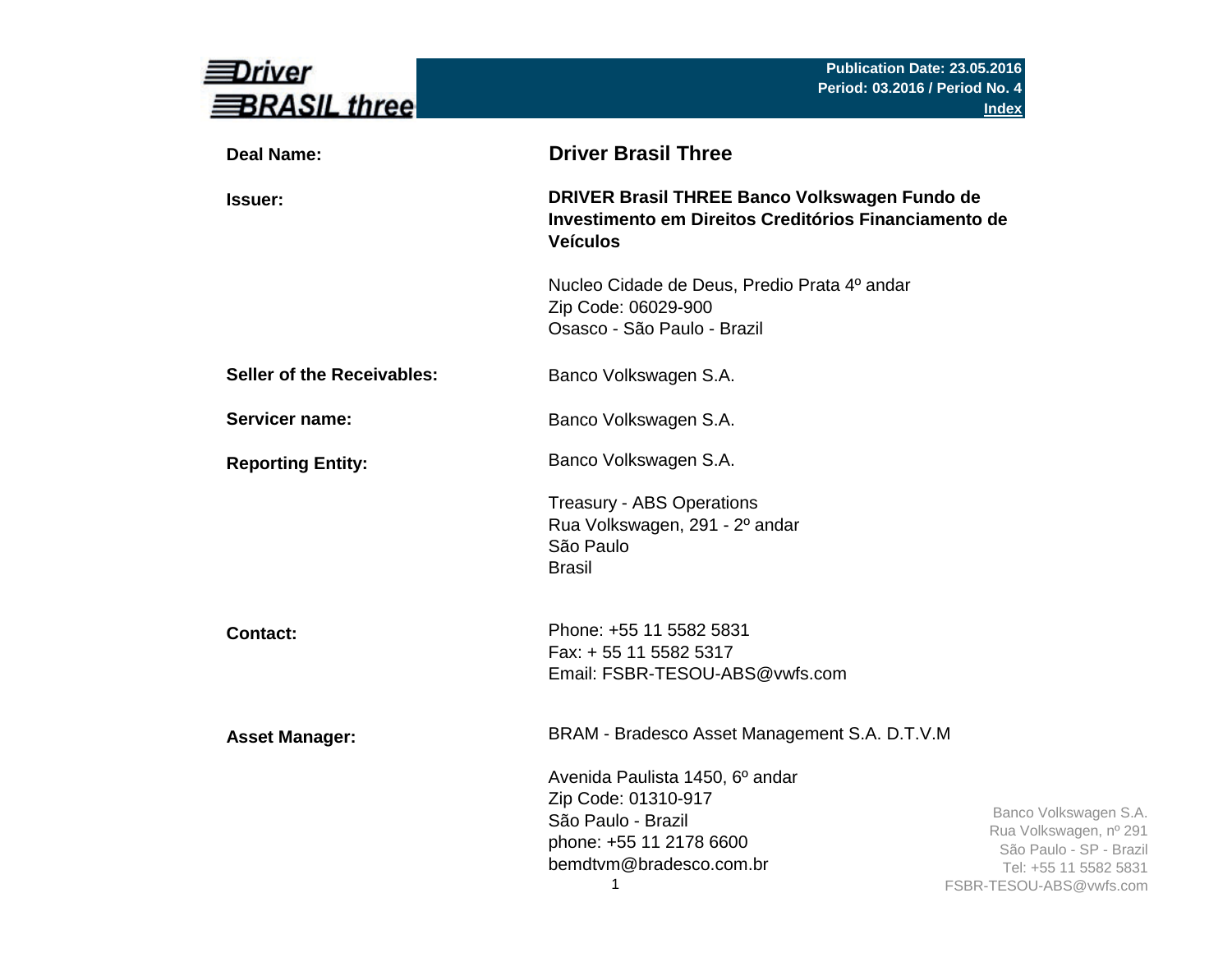**Publication Date: 23.05.2016**
**Period: 03.2016 / Period No. 4**
**Index**

| | |
|---|---|
| **Deal Name:** | **Driver Brasil Three** |
| **Issuer:** | **DRIVER Brasil THREE Banco Volkswagen Fundo de Investimento em Direitos Creditórios Financiamento de Veículos**<br><br>Nucleo Cidade de Deus, Predio Prata 4º andar<br>Zip Code: 06029-900<br>Osasco - São Paulo - Brazil |
| **Seller of the Receivables:** | Banco Volkswagen S.A. |
| **Servicer name:** | Banco Volkswagen S.A. |
| **Reporting Entity:** | Banco Volkswagen S.A.<br><br>Treasury - ABS Operations<br>Rua Volkswagen, 291 - 2º andar<br>São Paulo<br>Brasil |
| **Contact:** | Phone: +55 11 5582 5831<br>Fax: + 55 11 5582 5317<br>Email: FSBR-TESOU-ABS@vwfs.com |
| **Asset Manager:** | BRAM - Bradesco Asset Management S.A. D.T.V.M<br><br>Avenida Paulista 1450, 6º andar<br>Zip Code: 01310-917<br>São Paulo - Brazil<br>phone: +55 11 2178 6600<br>bemdtvm@bradesco.com.br |

Banco Volkswagen S.A.
Rua Volkswagen, nº 291
São Paulo - SP - Brazil
Tel: +55 11 5582 5831
FSBR-TESOU-ABS@vwfs.com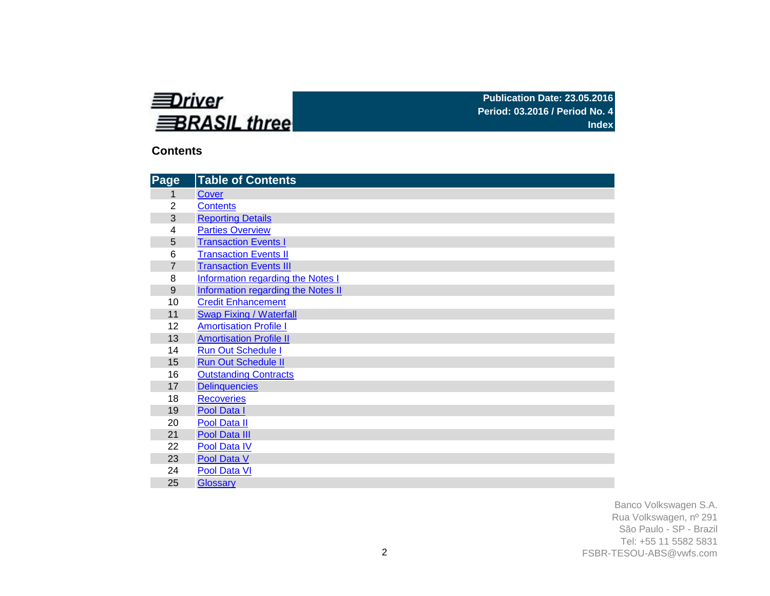**Driver BRASIL three**

**Publication Date: 23.05.2016**
**Period: 03.2016 / Period No. 4**
**Index**

## Contents

| Page | Table of Contents |
|---|---|
| 1 | Cover |
| 2 | Contents |
| 3 | Reporting Details |
| 4 | Parties Overview |
| 5 | Transaction Events I |
| 6 | Transaction Events II |
| 7 | Transaction Events III |
| 8 | Information regarding the Notes I |
| 9 | Information regarding the Notes II |
| 10 | Credit Enhancement |
| 11 | Swap Fixing / Waterfall |
| 12 | Amortisation Profile I |
| 13 | Amortisation Profile II |
| 14 | Run Out Schedule I |
| 15 | Run Out Schedule II |
| 16 | Outstanding Contracts |
| 17 | Delinquencies |
| 18 | Recoveries |
| 19 | Pool Data I |
| 20 | Pool Data II |
| 21 | Pool Data III |
| 22 | Pool Data IV |
| 23 | Pool Data V |
| 24 | Pool Data VI |
| 25 | Glossary |

Banco Volkswagen S.A.
Rua Volkswagen, nº 291
São Paulo - SP - Brazil
Tel: +55 11 5582 5831
FSBR-TESOU-ABS@vwfs.com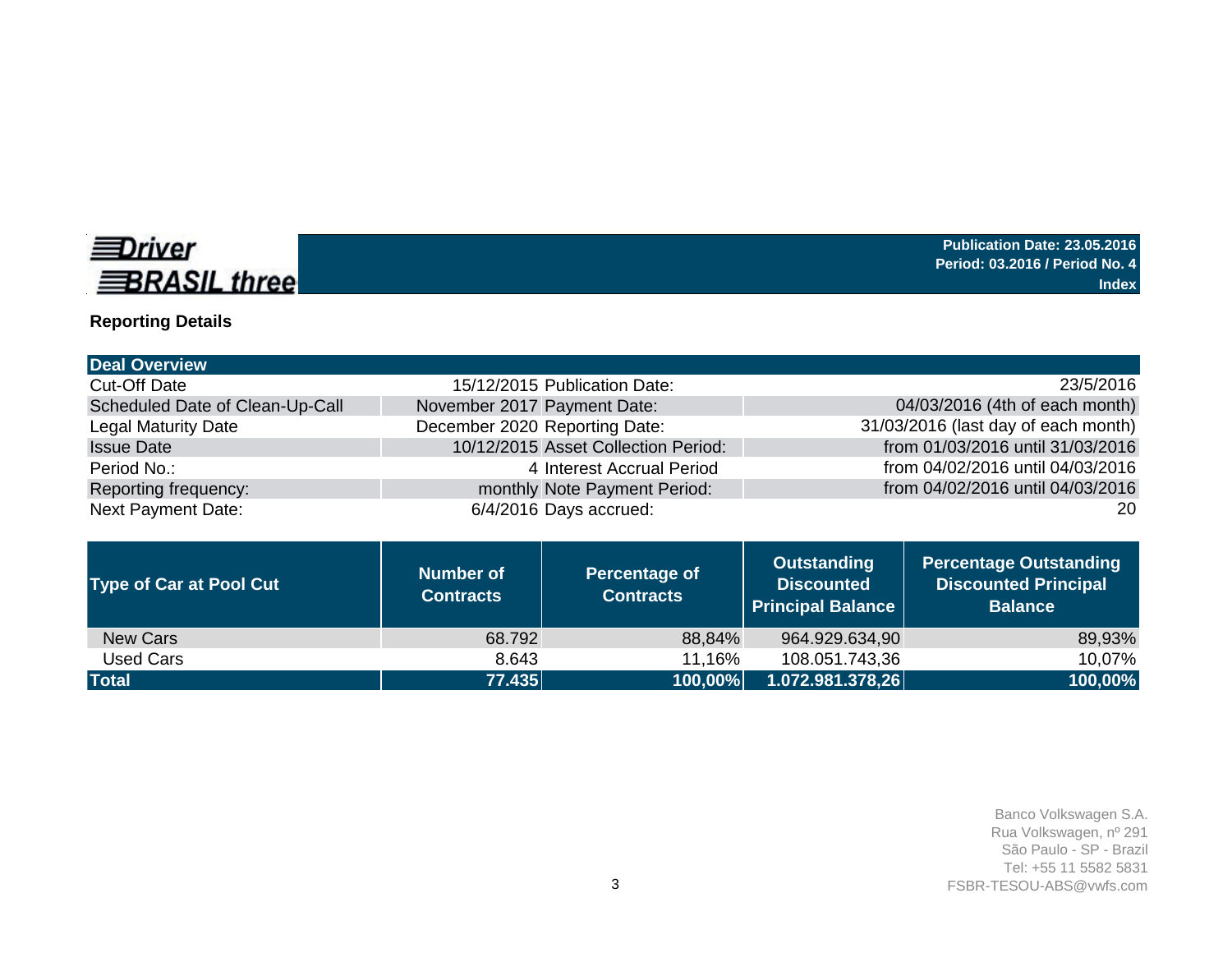**Driver BRASIL three**

**Publication Date: 23.05.2016**
**Period: 03.2016 / Period No. 4**
**Index**

## Reporting Details

| Deal Overview | | | |
|---|---|---|---|
| Cut-Off Date | 15/12/2015 | Publication Date: | 23/5/2016 |
| Scheduled Date of Clean-Up-Call | November 2017 | Payment Date: | 04/03/2016 (4th of each month) |
| Legal Maturity Date | December 2020 | Reporting Date: | 31/03/2016 (last day of each month) |
| Issue Date | 10/12/2015 | Asset Collection Period: | from 01/03/2016 until 31/03/2016 |
| Period No.: | 4 | Interest Accrual Period | from 04/02/2016 until 04/03/2016 |
| Reporting frequency: | monthly | Note Payment Period: | from 04/02/2016 until 04/03/2016 |
| Next Payment Date: | 6/4/2016 | Days accrued: | 20 |

| Type of Car at Pool Cut | Number of Contracts | Percentage of Contracts | Outstanding Discounted Principal Balance | Percentage Outstanding Discounted Principal Balance |
|---|---|---|---|---|
| New Cars | 68.792 | 88,84% | 964.929.634,90 | 89,93% |
| Used Cars | 8.643 | 11,16% | 108.051.743,36 | 10,07% |
| **Total** | **77.435** | **100,00%** | **1.072.981.378,26** | **100,00%** |

Banco Volkswagen S.A.
Rua Volkswagen, nº 291
São Paulo - SP - Brazil
Tel: +55 11 5582 5831
FSBR-TESOU-ABS@vwfs.com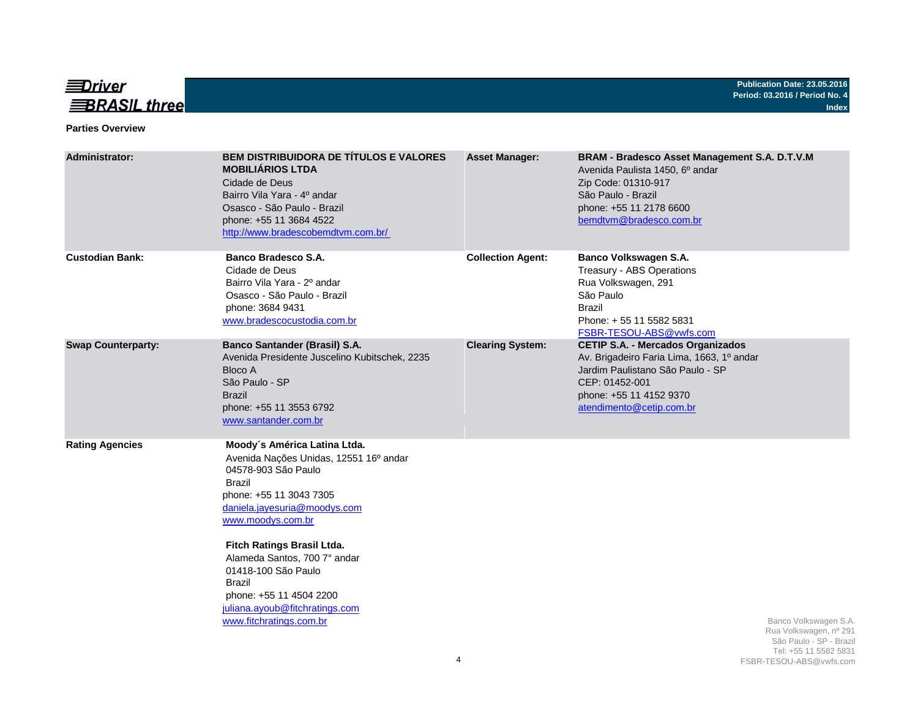**Driver BRASIL three**

Publication Date: 23.05.2016
Period: 03.2016 / Period No. 4
Index

## Parties Overview

| | | | |
|---|---|---|---|
| **Administrator:** | **BEM DISTRIBUIDORA DE TÍTULOS E VALORES MOBILIÁRIOS LTDA**<br>Cidade de Deus<br>Bairro Vila Yara - 4º andar<br>Osasco - São Paulo - Brazil<br>phone: +55 11 3684 4522<br>http://www.bradescobemdtvm.com.br/ | **Asset Manager:** | **BRAM - Bradesco Asset Management S.A. D.T.V.M**<br>Avenida Paulista 1450, 6º andar<br>Zip Code: 01310-917<br>São Paulo - Brazil<br>phone: +55 11 2178 6600<br>bemdtvm@bradesco.com.br |
| **Custodian Bank:** | **Banco Bradesco S.A.**<br>Cidade de Deus<br>Bairro Vila Yara - 2º andar<br>Osasco - São Paulo - Brazil<br>phone: 3684 9431<br>www.bradescocustodia.com.br | **Collection Agent:** | **Banco Volkswagen S.A.**<br>Treasury - ABS Operations<br>Rua Volkswagen, 291<br>São Paulo<br>Brazil<br>Phone: + 55 11 5582 5831<br>FSBR-TESOU-ABS@vwfs.com |
| **Swap Counterparty:** | **Banco Santander (Brasil) S.A.**<br>Avenida Presidente Juscelino Kubitschek, 2235<br>Bloco A<br>São Paulo - SP<br>Brazil<br>phone: +55 11 3553 6792<br>www.santander.com.br | **Clearing System:** | **CETIP S.A. - Mercados Organizados**<br>Av. Brigadeiro Faria Lima, 1663, 1º andar<br>Jardim Paulistano São Paulo - SP<br>CEP: 01452-001<br>phone: +55 11 4152 9370<br>atendimento@cetip.com.br |
| **Rating Agencies** | **Moody´s América Latina Ltda.**<br>Avenida Nações Unidas, 12551 16º andar<br>04578-903 São Paulo<br>Brazil<br>phone: +55 11 3043 7305<br>daniela.jayesuria@moodys.com<br>www.moodys.com.br<br><br>**Fitch Ratings Brasil Ltda.**<br>Alameda Santos, 700 7° andar<br>01418-100 São Paulo<br>Brazil<br>phone: +55 11 4504 2200<br>juliana.ayoub@fitchratings.com<br>www.fitchratings.com.br | | |

Banco Volkswagen S.A.
Rua Volkswagen, nº 291
São Paulo - SP - Brazil
Tel: +55 11 5582 5831
FSBR-TESOU-ABS@vwfs.com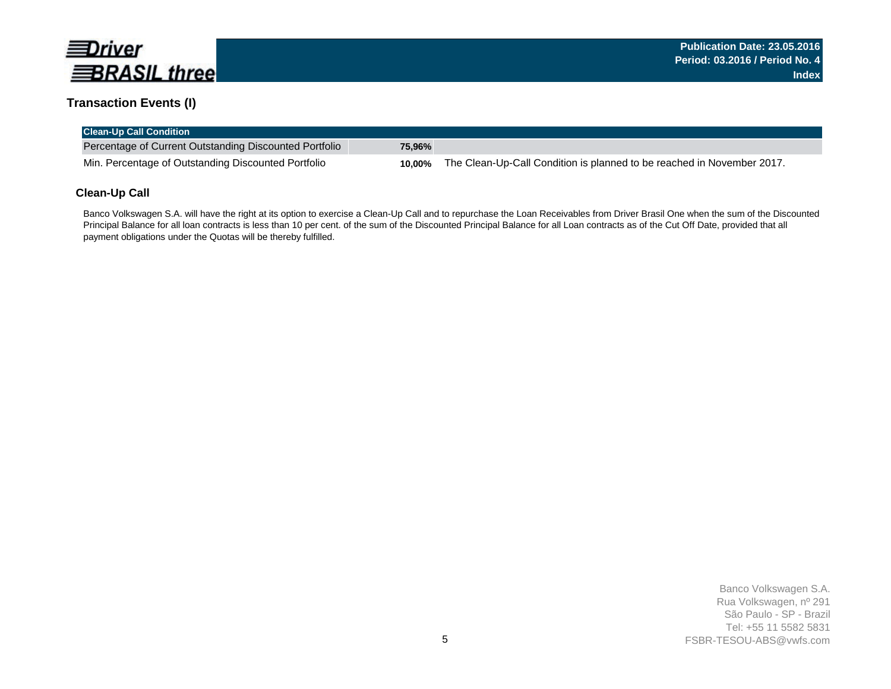## Transaction Events (I)

| Clean-Up Call Condition | | |
|---|---|---|
| Percentage of Current Outstanding Discounted Portfolio | **75,96%** | |
| Min. Percentage of Outstanding Discounted Portfolio | **10,00%** | The Clean-Up-Call Condition is planned to be reached in November 2017. |

### Clean-Up Call

Banco Volkswagen S.A. will have the right at its option to exercise a Clean-Up Call and to repurchase the Loan Receivables from Driver Brasil One when the sum of the Discounted Principal Balance for all loan contracts is less than 10 per cent. of the sum of the Discounted Principal Balance for all Loan contracts as of the Cut Off Date, provided that all payment obligations under the Quotas will be thereby fulfilled.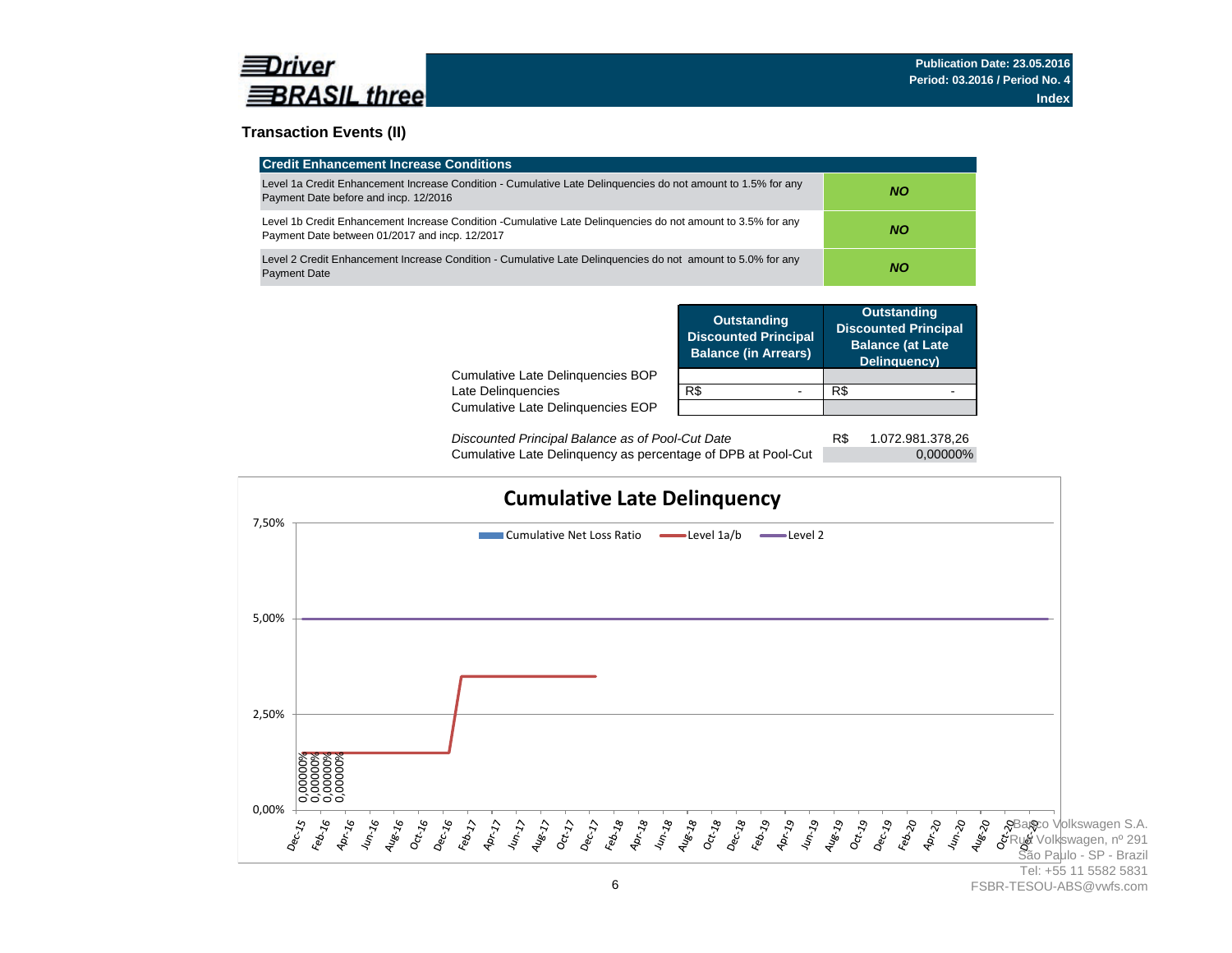## Transaction Events (II)

| Credit Enhancement Increase Conditions | |
|---|---|
| Level 1a Credit Enhancement Increase Condition - Cumulative Late Delinquencies do not amount to 1.5% for any Payment Date before and incp. 12/2016 | ***NO*** |
| Level 1b Credit Enhancement Increase Condition -Cumulative Late Delinquencies do not amount to 3.5% for any Payment Date between 01/2017 and incp. 12/2017 | ***NO*** |
| Level 2 Credit Enhancement Increase Condition - Cumulative Late Delinquencies do not amount to 5.0% for any Payment Date | ***NO*** |

| | Outstanding Discounted Principal Balance (in Arrears) | Outstanding Discounted Principal Balance (at Late Delinquency) |
|---|---|---|
| Cumulative Late Delinquencies BOP | | |
| Late Delinquencies | R$ - | R$ - |
| Cumulative Late Delinquencies EOP | | |

| | |
|---|---|
| *Discounted Principal Balance as of Pool-Cut Date* | R$ 1.072.981.378,26 |
| Cumulative Late Delinquency as percentage of DPB at Pool-Cut | 0,00000% |

**Cumulative Late Delinquency**

Legend: Cumulative Net Loss Ratio; Level 1a/b; Level 2

Y-axis: 0,00%; 2,50%; 5,00%; 7,50%

Data labels: 0,00000%; 0,00000%; 0,00000%; 0,00000%

X-axis: Dec-15, Feb-16, Apr-16, Jun-16, Aug-16, Oct-16, Dec-16, Feb-17, Apr-17, Jun-17, Aug-17, Oct-17, Dec-17, Feb-18, Apr-18, Jun-18, Aug-18, Oct-18, Dec-18, Feb-19, Apr-19, Jun-19, Aug-19, Oct-19, Dec-19, Feb-20, Apr-20, Jun-20, Aug-20, Oct-20, Dec-20

Banco Volkswagen S.A.
Rua Volkswagen, nº 291
São Paulo - SP - Brazil
Tel: +55 11 5582 5831
FSBR-TESOU-ABS@vwfs.com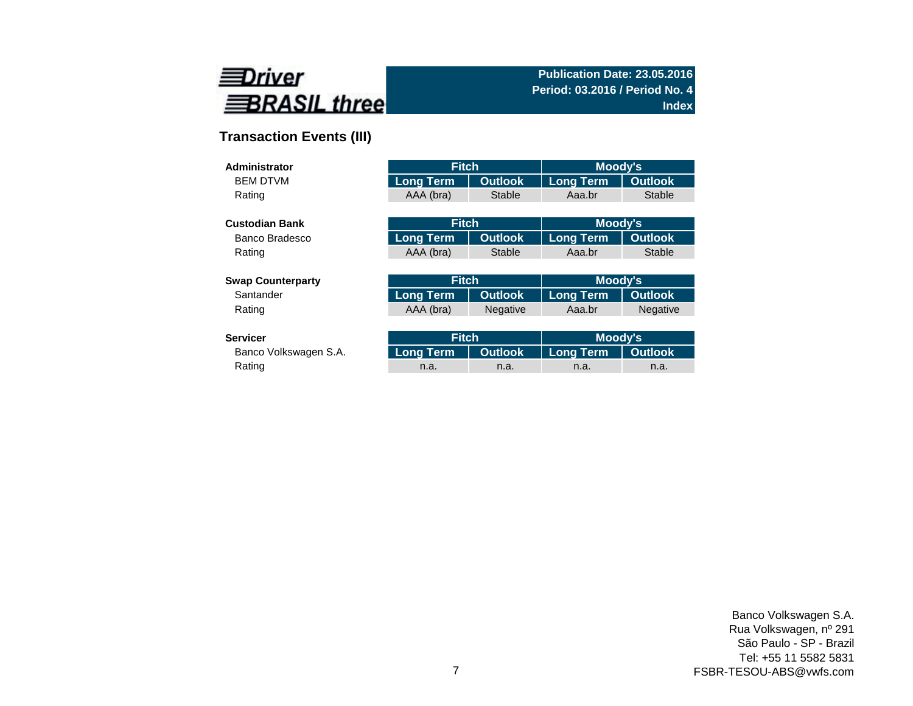**Driver BRASIL three**

**Publication Date: 23.05.2016**
**Period: 03.2016 / Period No. 4**
**Index**

## Transaction Events (III)

| **Administrator** | Fitch | | Moody's | |
|---|---|---|---|---|
| BEM DTVM | Long Term | Outlook | Long Term | Outlook |
| Rating | AAA (bra) | Stable | Aaa.br | Stable |

| **Custodian Bank** | Fitch | | Moody's | |
|---|---|---|---|---|
| Banco Bradesco | Long Term | Outlook | Long Term | Outlook |
| Rating | AAA (bra) | Stable | Aaa.br | Stable |

| **Swap Counterparty** | Fitch | | Moody's | |
|---|---|---|---|---|
| Santander | Long Term | Outlook | Long Term | Outlook |
| Rating | AAA (bra) | Negative | Aaa.br | Negative |

| **Servicer** | Fitch | | Moody's | |
|---|---|---|---|---|
| Banco Volkswagen S.A. | Long Term | Outlook | Long Term | Outlook |
| Rating | n.a. | n.a. | n.a. | n.a. |

Banco Volkswagen S.A.
Rua Volkswagen, nº 291
São Paulo - SP - Brazil
Tel: +55 11 5582 5831
FSBR-TESOU-ABS@vwfs.com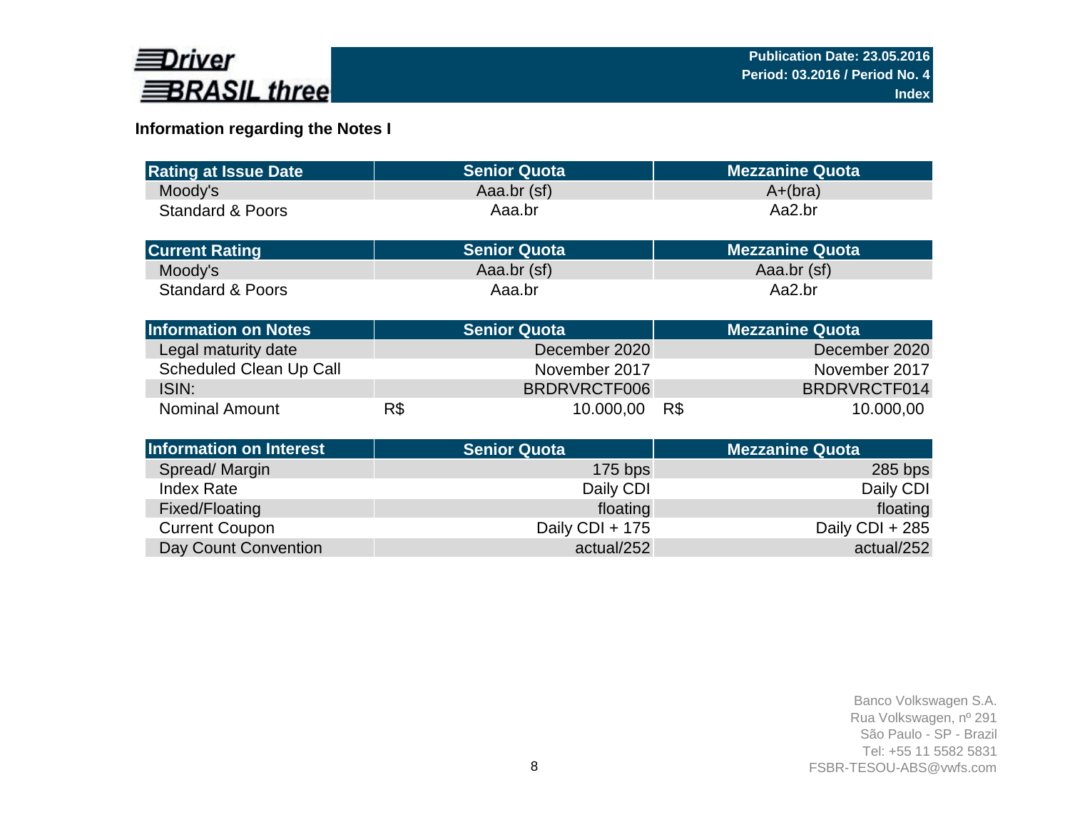## Information regarding the Notes I

| Rating at Issue Date | Senior Quota | Mezzanine Quota |
| --- | --- | --- |
| Moody's | Aaa.br (sf) | A+(bra) |
| Standard & Poors | Aaa.br | Aa2.br |

| Current Rating | Senior Quota | Mezzanine Quota |
| --- | --- | --- |
| Moody's | Aaa.br (sf) | Aaa.br (sf) |
| Standard & Poors | Aaa.br | Aa2.br |

| Information on Notes | Senior Quota | Mezzanine Quota |
| --- | --- | --- |
| Legal maturity date | December 2020 | December 2020 |
| Scheduled Clean Up Call | November 2017 | November 2017 |
| ISIN: | BRDRVRCTF006 | BRDRVRCTF014 |
| Nominal Amount | R$ 10.000,00 | R$ 10.000,00 |

| Information on Interest | Senior Quota | Mezzanine Quota |
| --- | --- | --- |
| Spread/ Margin | 175 bps | 285 bps |
| Index Rate | Daily CDI | Daily CDI |
| Fixed/Floating | floating | floating |
| Current Coupon | Daily CDI + 175 | Daily CDI + 285 |
| Day Count Convention | actual/252 | actual/252 |

Banco Volkswagen S.A.
Rua Volkswagen, nº 291
São Paulo - SP - Brazil
Tel: +55 11 5582 5831
FSBR-TESOU-ABS@vwfs.com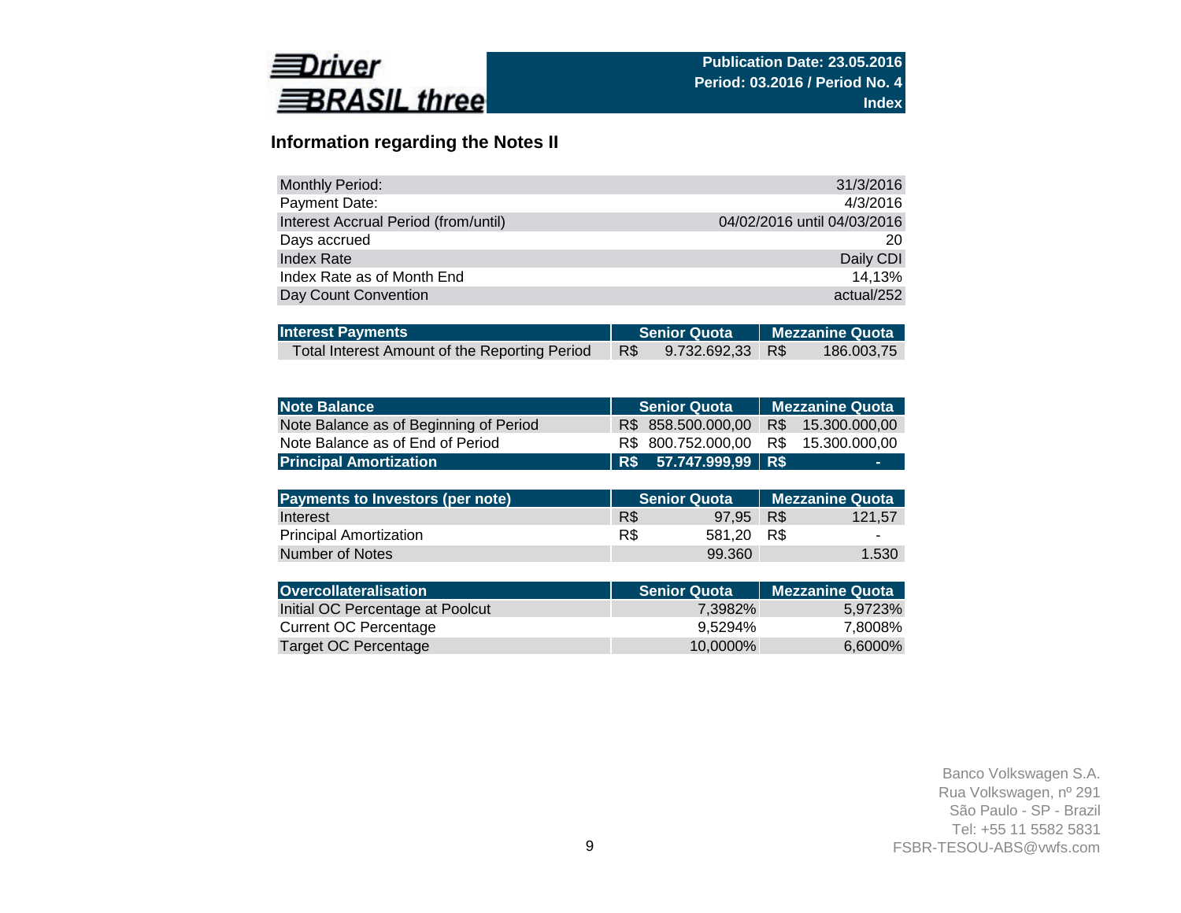Driver BRASIL three

**Publication Date: 23.05.2016**
**Period: 03.2016 / Period No. 4**
**Index**

## Information regarding the Notes II

| | |
|---|---|
| Monthly Period: | 31/3/2016 |
| Payment Date: | 4/3/2016 |
| Interest Accrual Period (from/until) | 04/02/2016 until 04/03/2016 |
| Days accrued | 20 |
| Index Rate | Daily CDI |
| Index Rate as of Month End | 14,13% |
| Day Count Convention | actual/252 |

| Interest Payments | Senior Quota | Mezzanine Quota |
|---|---|---|
| Total Interest Amount of the Reporting Period | R$ 9.732.692,33 | R$ 186.003,75 |

| Note Balance | Senior Quota | Mezzanine Quota |
|---|---|---|
| Note Balance as of Beginning of Period | R$ 858.500.000,00 | R$ 15.300.000,00 |
| Note Balance as of End of Period | R$ 800.752.000,00 | R$ 15.300.000,00 |
| **Principal Amortization** | **R$ 57.747.999,99** | **R$ -** |

| Payments to Investors (per note) | Senior Quota | Mezzanine Quota |
|---|---|---|
| Interest | R$ 97,95 | R$ 121,57 |
| Principal Amortization | R$ 581,20 | R$ - |
| Number of Notes | 99.360 | 1.530 |

| Overcollateralisation | Senior Quota | Mezzanine Quota |
|---|---|---|
| Initial OC Percentage at Poolcut | 7,3982% | 5,9723% |
| Current OC Percentage | 9,5294% | 7,8008% |
| Target OC Percentage | 10,0000% | 6,6000% |

Banco Volkswagen S.A.
Rua Volkswagen, nº 291
São Paulo - SP - Brazil
Tel: +55 11 5582 5831
FSBR-TESOU-ABS@vwfs.com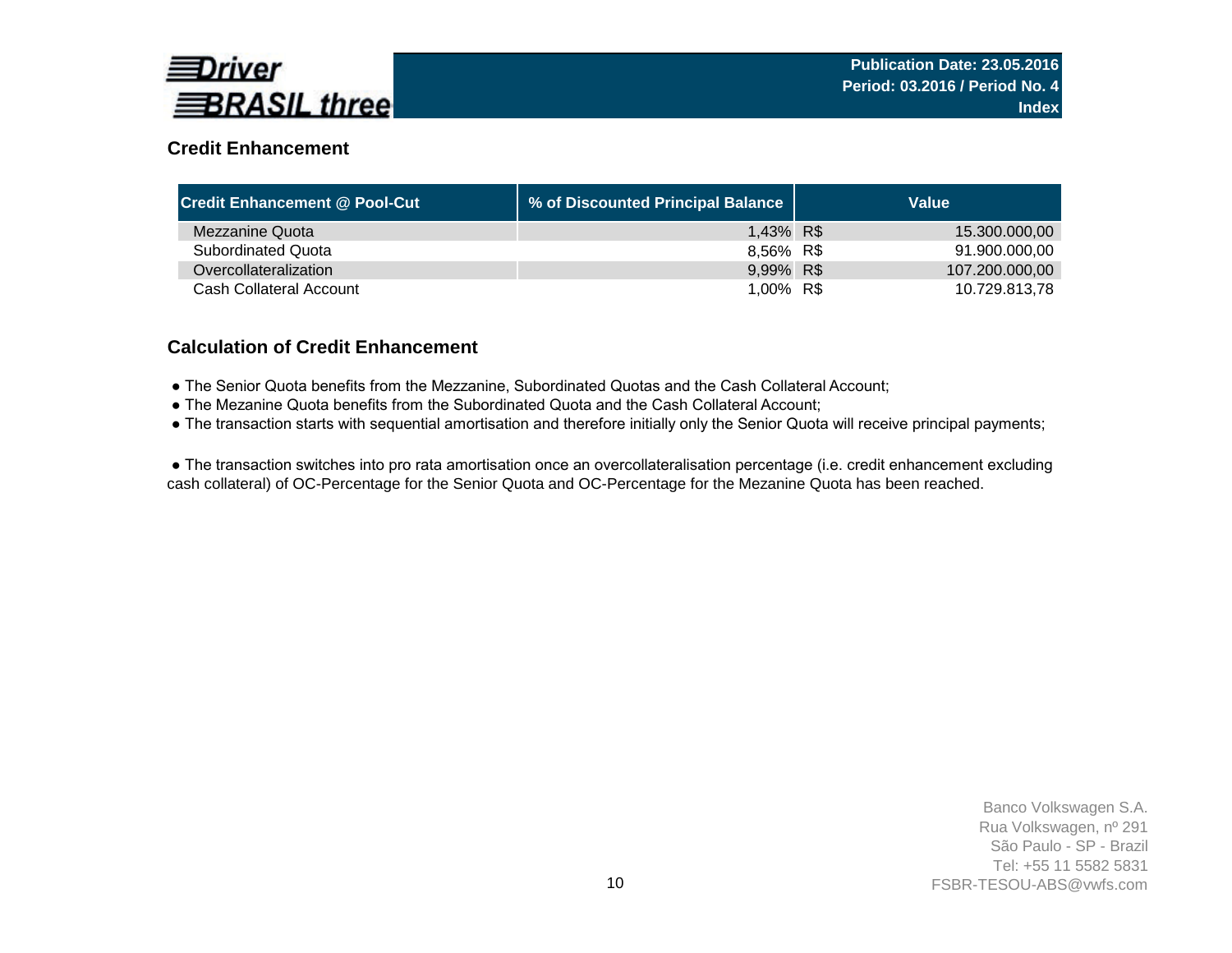Publication Date: 23.05.2016
Period: 03.2016 / Period No. 4
Index

## Credit Enhancement

| Credit Enhancement @ Pool-Cut | % of Discounted Principal Balance | Value | |
|---|---|---|---|
| Mezzanine Quota | 1,43% | R$ | 15.300.000,00 |
| Subordinated Quota | 8,56% | R$ | 91.900.000,00 |
| Overcollateralization | 9,99% | R$ | 107.200.000,00 |
| Cash Collateral Account | 1,00% | R$ | 10.729.813,78 |

## Calculation of Credit Enhancement

- The Senior Quota benefits from the Mezzanine, Subordinated Quotas and the Cash Collateral Account;
- The Mezanine Quota benefits from the Subordinated Quota and the Cash Collateral Account;
- The transaction starts with sequential amortisation and therefore initially only the Senior Quota will receive principal payments;

- The transaction switches into pro rata amortisation once an overcollateralisation percentage (i.e. credit enhancement excluding cash collateral) of OC-Percentage for the Senior Quota and OC-Percentage for the Mezanine Quota has been reached.

Banco Volkswagen S.A.
Rua Volkswagen, nº 291
São Paulo - SP - Brazil
Tel: +55 11 5582 5831
FSBR-TESOU-ABS@vwfs.com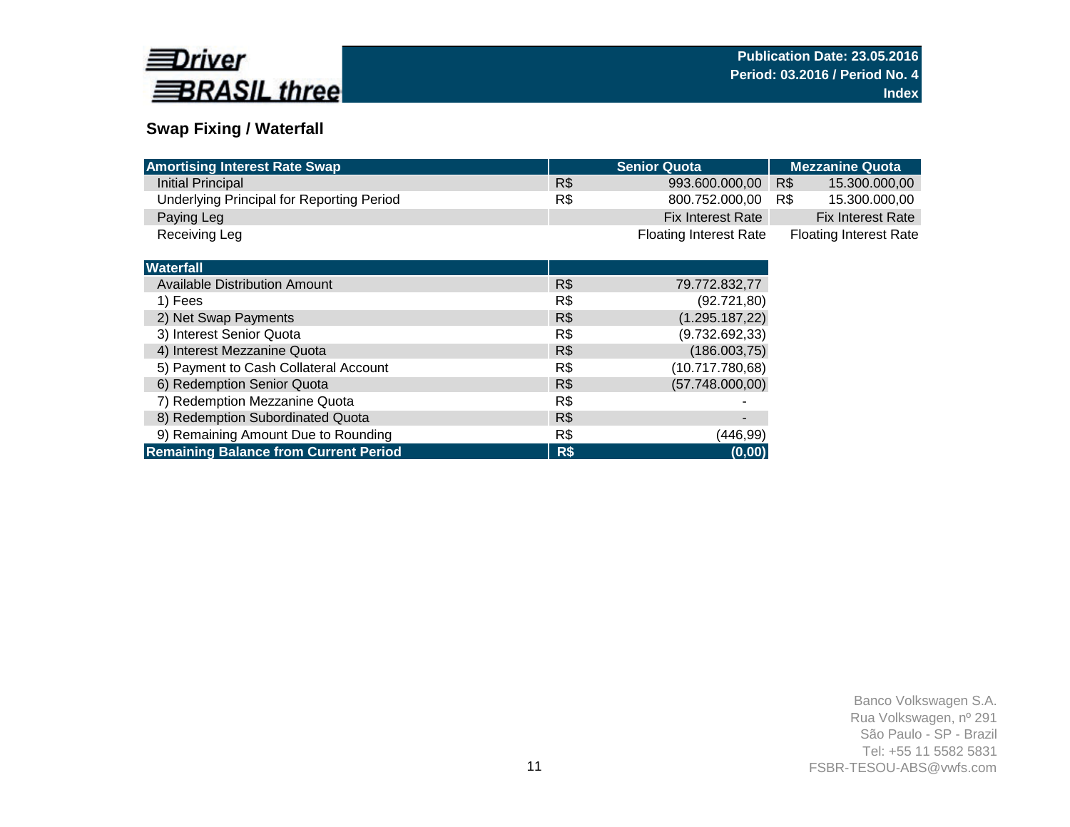Driver BRASIL three

**Publication Date: 23.05.2016**
**Period: 03.2016 / Period No. 4**
**Index**

## Swap Fixing / Waterfall

| Amortising Interest Rate Swap | | Senior Quota | | Mezzanine Quota |
|---|---|---|---|---|
| Initial Principal | R$ | 993.600.000,00 | R$ | 15.300.000,00 |
| Underlying Principal for Reporting Period | R$ | 800.752.000,00 | R$ | 15.300.000,00 |
| Paying Leg | | Fix Interest Rate | | Fix Interest Rate |
| Receiving Leg | | Floating Interest Rate | | Floating Interest Rate |

| Waterfall | | |
|---|---|---|
| Available Distribution Amount | R$ | 79.772.832,77 |
| 1) Fees | R$ | (92.721,80) |
| 2) Net Swap Payments | R$ | (1.295.187,22) |
| 3) Interest Senior Quota | R$ | (9.732.692,33) |
| 4) Interest Mezzanine Quota | R$ | (186.003,75) |
| 5) Payment to Cash Collateral Account | R$ | (10.717.780,68) |
| 6) Redemption Senior Quota | R$ | (57.748.000,00) |
| 7) Redemption Mezzanine Quota | R$ | - |
| 8) Redemption Subordinated Quota | R$ | - |
| 9) Remaining Amount Due to Rounding | R$ | (446,99) |
| **Remaining Balance from Current Period** | **R$** | **(0,00)** |

Banco Volkswagen S.A.
Rua Volkswagen, nº 291
São Paulo - SP - Brazil
Tel: +55 11 5582 5831
FSBR-TESOU-ABS@vwfs.com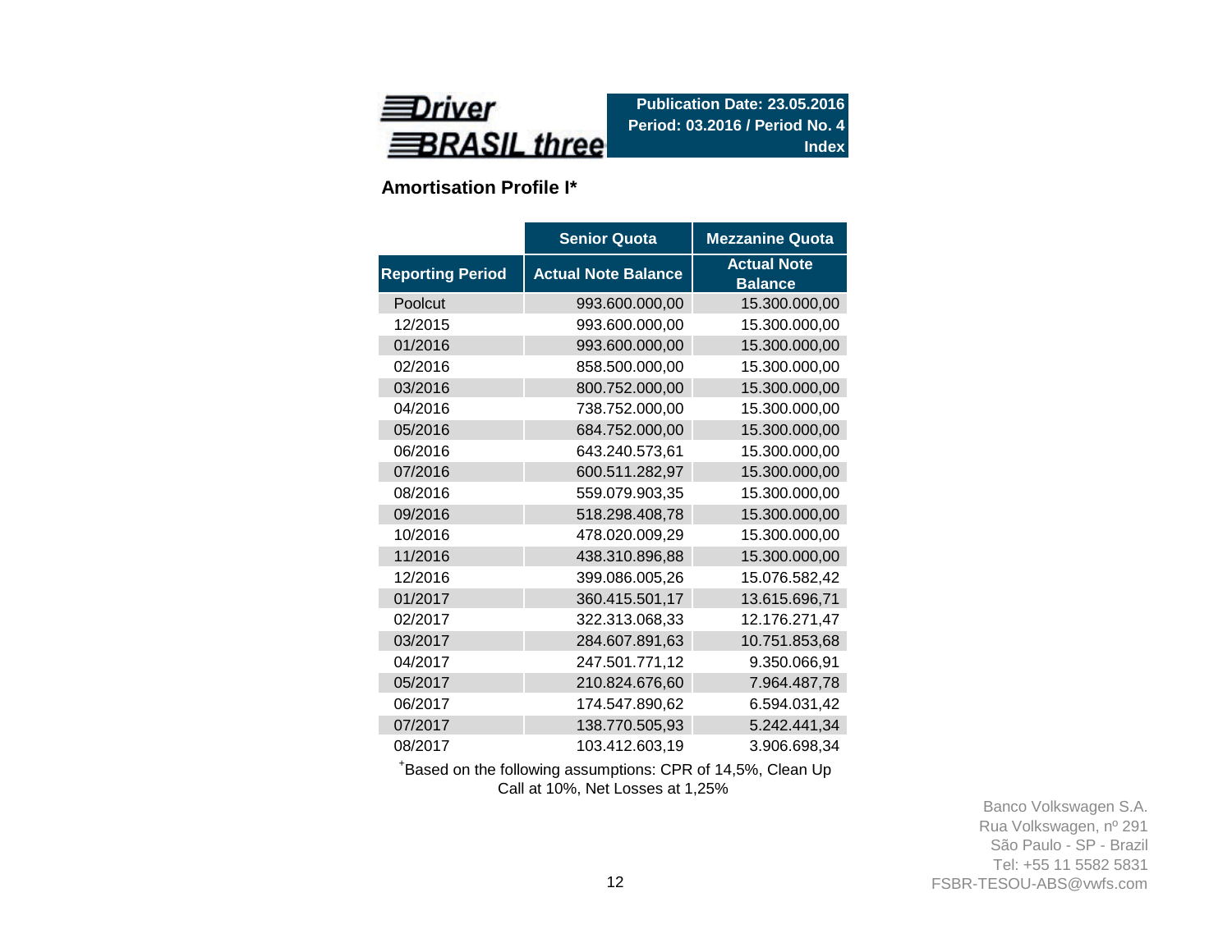**Driver BRASIL three**

**Publication Date: 23.05.2016**
**Period: 03.2016 / Period No. 4**
**Index**

## Amortisation Profile I*

| | Senior Quota | Mezzanine Quota |
|---|---|---|
| Reporting Period | Actual Note Balance | Actual Note Balance |
| Poolcut | 993.600.000,00 | 15.300.000,00 |
| 12/2015 | 993.600.000,00 | 15.300.000,00 |
| 01/2016 | 993.600.000,00 | 15.300.000,00 |
| 02/2016 | 858.500.000,00 | 15.300.000,00 |
| 03/2016 | 800.752.000,00 | 15.300.000,00 |
| 04/2016 | 738.752.000,00 | 15.300.000,00 |
| 05/2016 | 684.752.000,00 | 15.300.000,00 |
| 06/2016 | 643.240.573,61 | 15.300.000,00 |
| 07/2016 | 600.511.282,97 | 15.300.000,00 |
| 08/2016 | 559.079.903,35 | 15.300.000,00 |
| 09/2016 | 518.298.408,78 | 15.300.000,00 |
| 10/2016 | 478.020.009,29 | 15.300.000,00 |
| 11/2016 | 438.310.896,88 | 15.300.000,00 |
| 12/2016 | 399.086.005,26 | 15.076.582,42 |
| 01/2017 | 360.415.501,17 | 13.615.696,71 |
| 02/2017 | 322.313.068,33 | 12.176.271,47 |
| 03/2017 | 284.607.891,63 | 10.751.853,68 |
| 04/2017 | 247.501.771,12 | 9.350.066,91 |
| 05/2017 | 210.824.676,60 | 7.964.487,78 |
| 06/2017 | 174.547.890,62 | 6.594.031,42 |
| 07/2017 | 138.770.505,93 | 5.242.441,34 |
| 08/2017 | 103.412.603,19 | 3.906.698,34 |

*Based on the following assumptions: CPR of 14,5%, Clean Up Call at 10%, Net Losses at 1,25%

Banco Volkswagen S.A.
Rua Volkswagen, nº 291
São Paulo - SP - Brazil
Tel: +55 11 5582 5831
FSBR-TESOU-ABS@vwfs.com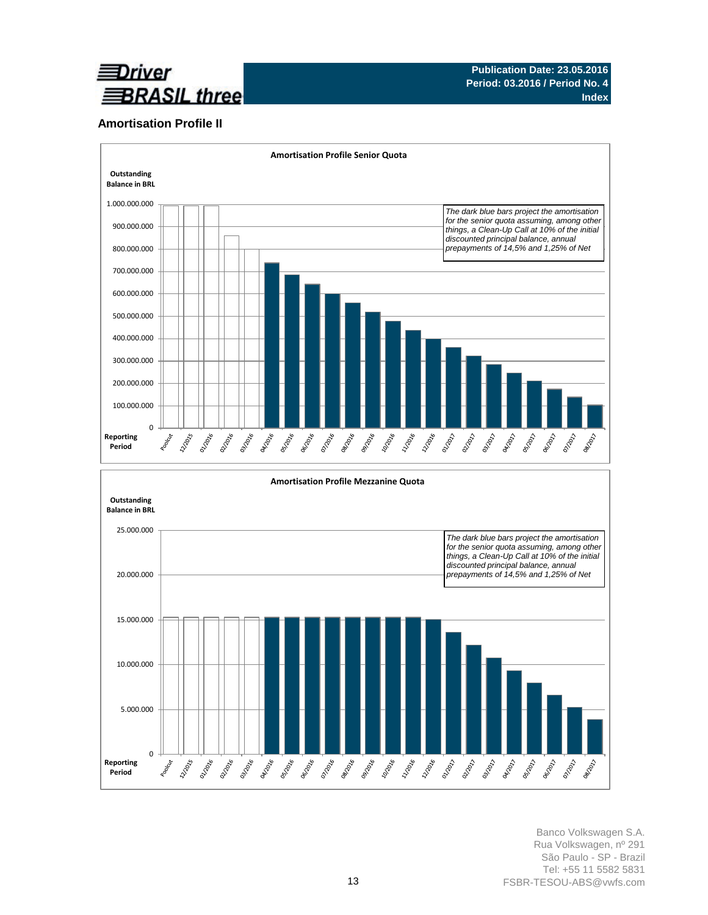Publication Date: 23.05.2016
Period: 03.2016 / Period No. 4
Index

## Amortisation Profile II

**Amortisation Profile Senior Quota**

Outstanding Balance in BRL

1.000.000.000
900.000.000
800.000.000
700.000.000
600.000.000
500.000.000
400.000.000
300.000.000
200.000.000
100.000.000
0

*The dark blue bars project the amortisation for the senior quota assuming, among other things, a Clean-Up Call at 10% of the initial discounted principal balance, annual prepayments of 14,5% and 1,25% of Net*

Reporting Period: Poolcut, 12/2015, 01/2016, 02/2016, 03/2016, 04/2016, 05/2016, 06/2016, 07/2016, 08/2016, 09/2016, 10/2016, 11/2016, 12/2016, 01/2017, 02/2017, 03/2017, 04/2017, 05/2017, 06/2017, 07/2017, 08/2017

**Amortisation Profile Mezzanine Quota**

Outstanding Balance in BRL

25.000.000
20.000.000
15.000.000
10.000.000
5.000.000
0

*The dark blue bars project the amortisation for the senior quota assuming, among other things, a Clean-Up Call at 10% of the initial discounted principal balance, annual prepayments of 14,5% and 1,25% of Net*

Reporting Period: Poolcut, 12/2015, 01/2016, 02/2016, 03/2016, 04/2016, 05/2016, 06/2016, 07/2016, 08/2016, 09/2016, 10/2016, 11/2016, 12/2016, 01/2017, 02/2017, 03/2017, 04/2017, 05/2017, 06/2017, 07/2017, 08/2017

Banco Volkswagen S.A.
Rua Volkswagen, nº 291
São Paulo - SP - Brazil
Tel: +55 11 5582 5831
FSBR-TESOU-ABS@vwfs.com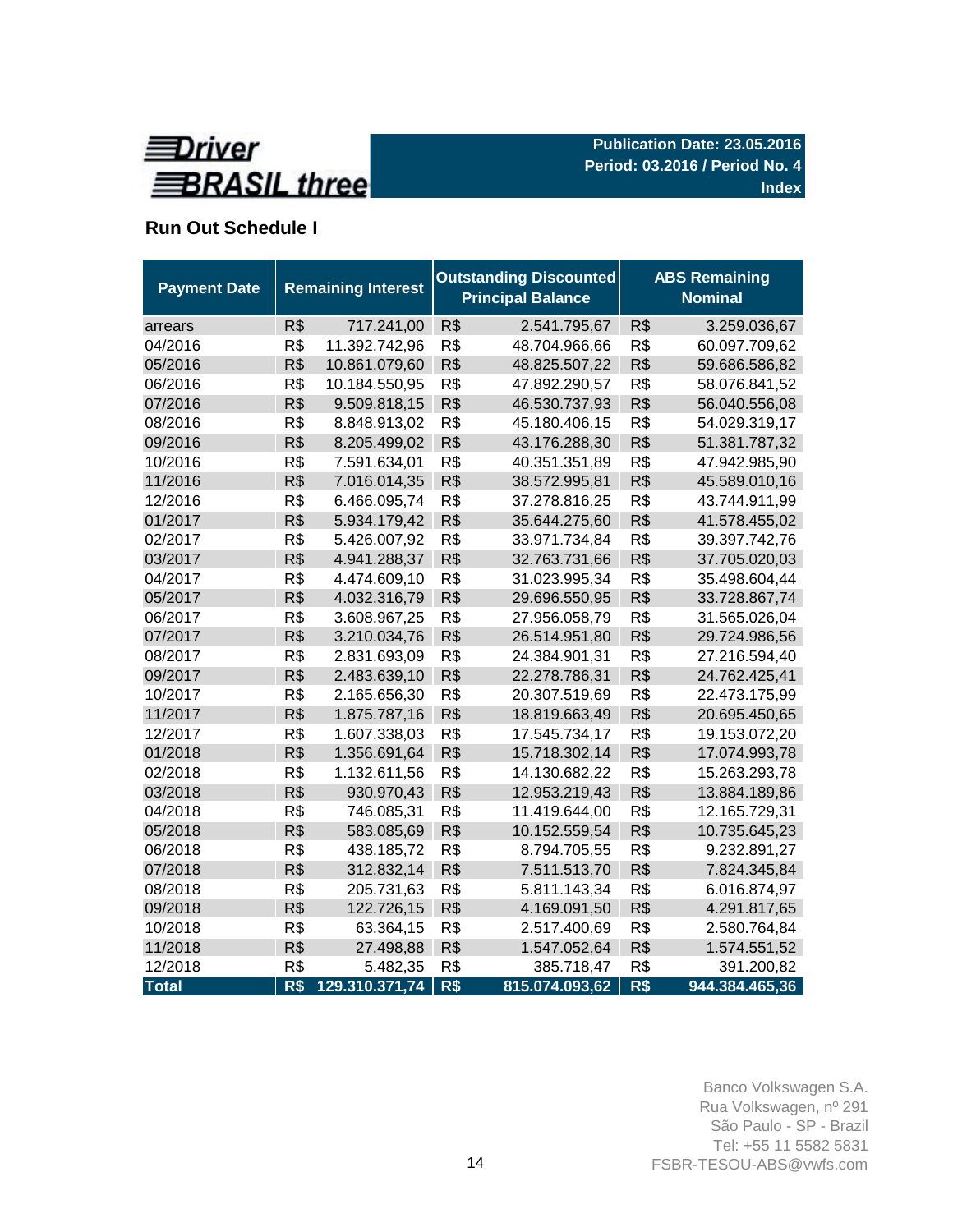**Driver BRASIL three**

**Publication Date: 23.05.2016**
**Period: 03.2016 / Period No. 4**
**Index**

## Run Out Schedule I

| Payment Date | Remaining Interest | | Outstanding Discounted Principal Balance | | ABS Remaining Nominal | |
|---|---|---|---|---|---|---|
| arrears | R$ | 717.241,00 | R$ | 2.541.795,67 | R$ | 3.259.036,67 |
| 04/2016 | R$ | 11.392.742,96 | R$ | 48.704.966,66 | R$ | 60.097.709,62 |
| 05/2016 | R$ | 10.861.079,60 | R$ | 48.825.507,22 | R$ | 59.686.586,82 |
| 06/2016 | R$ | 10.184.550,95 | R$ | 47.892.290,57 | R$ | 58.076.841,52 |
| 07/2016 | R$ | 9.509.818,15 | R$ | 46.530.737,93 | R$ | 56.040.556,08 |
| 08/2016 | R$ | 8.848.913,02 | R$ | 45.180.406,15 | R$ | 54.029.319,17 |
| 09/2016 | R$ | 8.205.499,02 | R$ | 43.176.288,30 | R$ | 51.381.787,32 |
| 10/2016 | R$ | 7.591.634,01 | R$ | 40.351.351,89 | R$ | 47.942.985,90 |
| 11/2016 | R$ | 7.016.014,35 | R$ | 38.572.995,81 | R$ | 45.589.010,16 |
| 12/2016 | R$ | 6.466.095,74 | R$ | 37.278.816,25 | R$ | 43.744.911,99 |
| 01/2017 | R$ | 5.934.179,42 | R$ | 35.644.275,60 | R$ | 41.578.455,02 |
| 02/2017 | R$ | 5.426.007,92 | R$ | 33.971.734,84 | R$ | 39.397.742,76 |
| 03/2017 | R$ | 4.941.288,37 | R$ | 32.763.731,66 | R$ | 37.705.020,03 |
| 04/2017 | R$ | 4.474.609,10 | R$ | 31.023.995,34 | R$ | 35.498.604,44 |
| 05/2017 | R$ | 4.032.316,79 | R$ | 29.696.550,95 | R$ | 33.728.867,74 |
| 06/2017 | R$ | 3.608.967,25 | R$ | 27.956.058,79 | R$ | 31.565.026,04 |
| 07/2017 | R$ | 3.210.034,76 | R$ | 26.514.951,80 | R$ | 29.724.986,56 |
| 08/2017 | R$ | 2.831.693,09 | R$ | 24.384.901,31 | R$ | 27.216.594,40 |
| 09/2017 | R$ | 2.483.639,10 | R$ | 22.278.786,31 | R$ | 24.762.425,41 |
| 10/2017 | R$ | 2.165.656,30 | R$ | 20.307.519,69 | R$ | 22.473.175,99 |
| 11/2017 | R$ | 1.875.787,16 | R$ | 18.819.663,49 | R$ | 20.695.450,65 |
| 12/2017 | R$ | 1.607.338,03 | R$ | 17.545.734,17 | R$ | 19.153.072,20 |
| 01/2018 | R$ | 1.356.691,64 | R$ | 15.718.302,14 | R$ | 17.074.993,78 |
| 02/2018 | R$ | 1.132.611,56 | R$ | 14.130.682,22 | R$ | 15.263.293,78 |
| 03/2018 | R$ | 930.970,43 | R$ | 12.953.219,43 | R$ | 13.884.189,86 |
| 04/2018 | R$ | 746.085,31 | R$ | 11.419.644,00 | R$ | 12.165.729,31 |
| 05/2018 | R$ | 583.085,69 | R$ | 10.152.559,54 | R$ | 10.735.645,23 |
| 06/2018 | R$ | 438.185,72 | R$ | 8.794.705,55 | R$ | 9.232.891,27 |
| 07/2018 | R$ | 312.832,14 | R$ | 7.511.513,70 | R$ | 7.824.345,84 |
| 08/2018 | R$ | 205.731,63 | R$ | 5.811.143,34 | R$ | 6.016.874,97 |
| 09/2018 | R$ | 122.726,15 | R$ | 4.169.091,50 | R$ | 4.291.817,65 |
| 10/2018 | R$ | 63.364,15 | R$ | 2.517.400,69 | R$ | 2.580.764,84 |
| 11/2018 | R$ | 27.498,88 | R$ | 1.547.052,64 | R$ | 1.574.551,52 |
| 12/2018 | R$ | 5.482,35 | R$ | 385.718,47 | R$ | 391.200,82 |
| **Total** | **R$** | **129.310.371,74** | **R$** | **815.074.093,62** | **R$** | **944.384.465,36** |

Banco Volkswagen S.A.
Rua Volkswagen, nº 291
São Paulo - SP - Brazil
Tel: +55 11 5582 5831
FSBR-TESOU-ABS@vwfs.com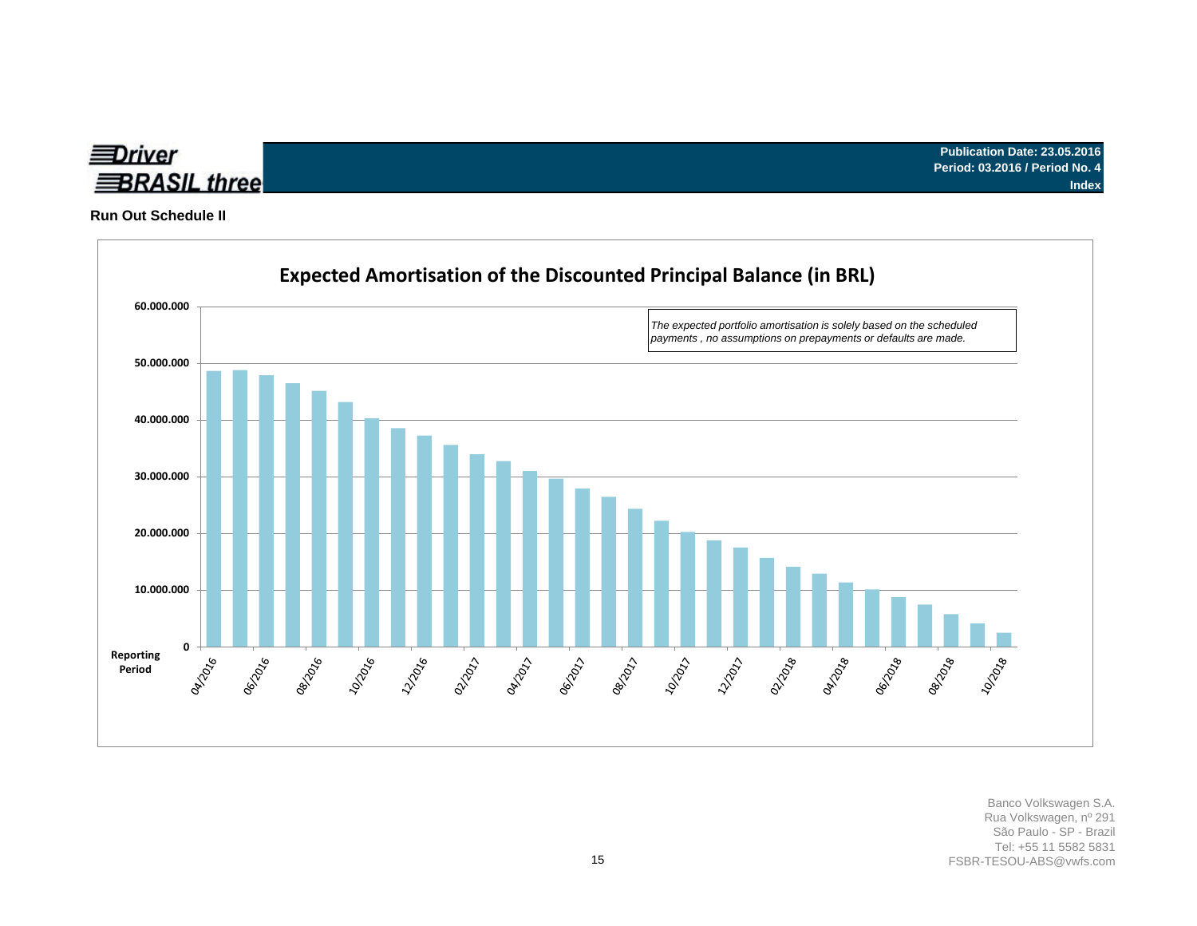**Driver BRASIL three**

**Publication Date: 23.05.2016**
**Period: 03.2016 / Period No. 4**
**Index**

## Run Out Schedule II

### Expected Amortisation of the Discounted Principal Balance (in BRL)

*The expected portfolio amortisation is solely based on the scheduled payments , no assumptions on prepayments or defaults are made.*

Y-axis: 0; 10.000.000; 20.000.000; 30.000.000; 40.000.000; 50.000.000; 60.000.000

X-axis (Reporting Period): 04/2016; 06/2016; 08/2016; 10/2016; 12/2016; 02/2017; 04/2017; 06/2017; 08/2017; 10/2017; 12/2017; 02/2018; 04/2018; 06/2018; 08/2018; 10/2018

Banco Volkswagen S.A.
Rua Volkswagen, nº 291
São Paulo - SP - Brazil
Tel: +55 11 5582 5831
FSBR-TESOU-ABS@vwfs.com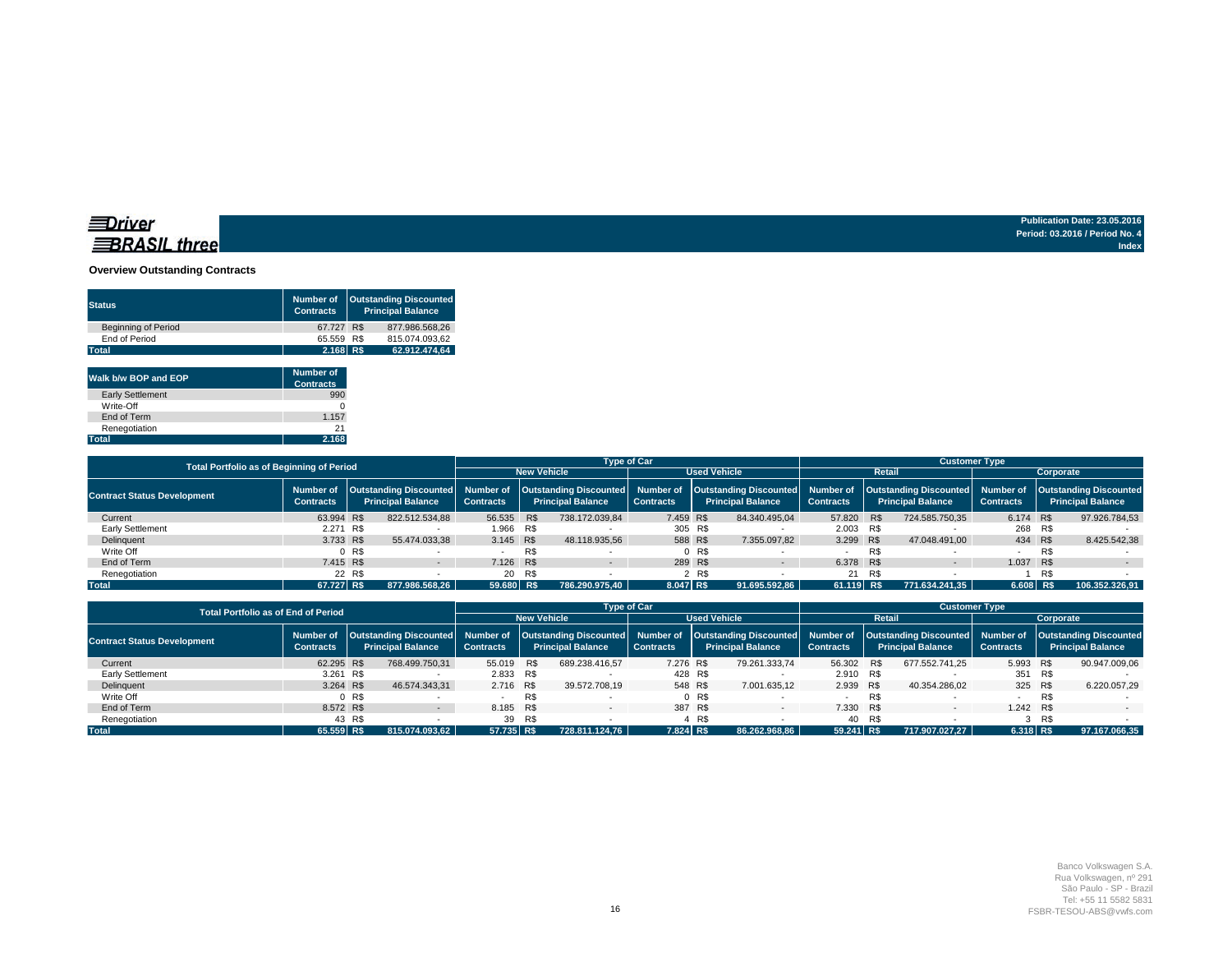Driver BRASIL three

Publication Date: 23.05.2016
Period: 03.2016 / Period No. 4
Index

### Overview Outstanding Contracts

| Status | Number of Contracts | Outstanding Discounted Principal Balance |
|---|---|---|
| Beginning of Period | 67.727 | R$ 877.986.568,26 |
| End of Period | 65.559 | R$ 815.074.093,62 |
| **Total** | **2.168** | **R$ 62.912.474,64** |

| Walk b/w BOP and EOP | Number of Contracts |
|---|---|
| Early Settlement | 990 |
| Write-Off | 0 |
| End of Term | 1.157 |
| Renegotiation | 21 |
| **Total** | **2.168** |

| Total Portfolio as of Beginning of Period | | | Type of Car | | | | Customer Type | | | |
|---|---|---|---|---|---|---|---|---|---|---|
| | | | New Vehicle | | Used Vehicle | | Retail | | Corporate | |
| Contract Status Development | Number of Contracts | Outstanding Discounted Principal Balance | Number of Contracts | Outstanding Discounted Principal Balance | Number of Contracts | Outstanding Discounted Principal Balance | Number of Contracts | Outstanding Discounted Principal Balance | Number of Contracts | Outstanding Discounted Principal Balance |
| Current | 63.994 | R$ 822.512.534,88 | 56.535 | R$ 738.172.039,84 | 7.459 | R$ 84.340.495,04 | 57.820 | R$ 724.585.750,35 | 6.174 | R$ 97.926.784,53 |
| Early Settlement | 2.271 | R$ - | 1.966 | R$ - | 305 | R$ - | 2.003 | R$ - | 268 | R$ - |
| Delinquent | 3.733 | R$ 55.474.033,38 | 3.145 | R$ 48.118.935,56 | 588 | R$ 7.355.097,82 | 3.299 | R$ 47.048.491,00 | 434 | R$ 8.425.542,38 |
| Write Off | 0 | R$ - | - | R$ - | 0 | R$ - | - | R$ - | - | R$ - |
| End of Term | 7.415 | R$ - | 7.126 | R$ - | 289 | R$ - | 6.378 | R$ - | 1.037 | R$ - |
| Renegotiation | 22 | R$ - | 20 | R$ - | 2 | R$ - | 21 | R$ - | 1 | R$ - |
| **Total** | **67.727** | **R$ 877.986.568,26** | **59.680** | **R$ 786.290.975,40** | **8.047** | **R$ 91.695.592,86** | **61.119** | **R$ 771.634.241,35** | **6.608** | **R$ 106.352.326,91** |

| Total Portfolio as of End of Period | | | Type of Car | | | | Customer Type | | | |
|---|---|---|---|---|---|---|---|---|---|---|
| | | | New Vehicle | | Used Vehicle | | Retail | | Corporate | |
| Contract Status Development | Number of Contracts | Outstanding Discounted Principal Balance | Number of Contracts | Outstanding Discounted Principal Balance | Number of Contracts | Outstanding Discounted Principal Balance | Number of Contracts | Outstanding Discounted Principal Balance | Number of Contracts | Outstanding Discounted Principal Balance |
| Current | 62.295 | R$ 768.499.750,31 | 55.019 | R$ 689.238.416,57 | 7.276 | R$ 79.261.333,74 | 56.302 | R$ 677.552.741,25 | 5.993 | R$ 90.947.009,06 |
| Early Settlement | 3.261 | R$ - | 2.833 | R$ - | 428 | R$ - | 2.910 | R$ - | 351 | R$ - |
| Delinquent | 3.264 | R$ 46.574.343,31 | 2.716 | R$ 39.572.708,19 | 548 | R$ 7.001.635,12 | 2.939 | R$ 40.354.286,02 | 325 | R$ 6.220.057,29 |
| Write Off | 0 | R$ - | - | R$ - | 0 | R$ - | - | R$ - | - | R$ - |
| End of Term | 8.572 | R$ - | 8.185 | R$ - | 387 | R$ - | 7.330 | R$ - | 1.242 | R$ - |
| Renegotiation | 43 | R$ - | 39 | R$ - | 4 | R$ - | 40 | R$ - | 3 | R$ - |
| **Total** | **65.559** | **R$ 815.074.093,62** | **57.735** | **R$ 728.811.124,76** | **7.824** | **R$ 86.262.968,86** | **59.241** | **R$ 717.907.027,27** | **6.318** | **R$ 97.167.066,35** |

Banco Volkswagen S.A.
Rua Volkswagen, nº 291
São Paulo - SP - Brazil
Tel: +55 11 5582 5831
FSBR-TESOU-ABS@vwfs.com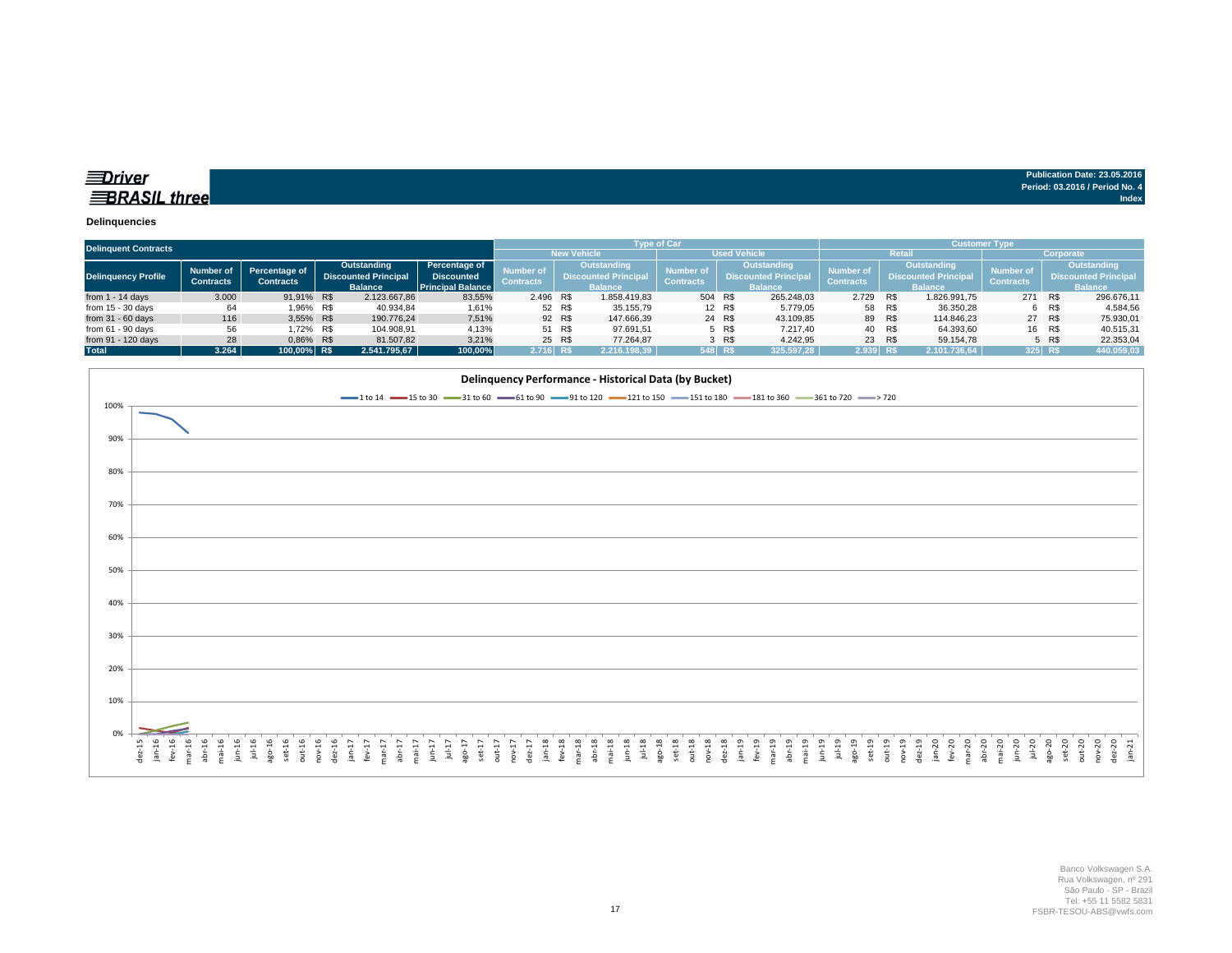**Driver BRASIL three**

Publication Date: 23.05.2016
Period: 03.2016 / Period No. 4
Index

**Delinquencies**

| Delinquent Contracts | | | | | Type of Car | | | | Customer Type | | | |
|---|---|---|---|---|---|---|---|---|---|---|---|---|
| | | | | | New Vehicle | | Used Vehicle | | Retail | | Corporate | |
| Delinquency Profile | Number of Contracts | Percentage of Contracts | Outstanding Discounted Principal Balance | Percentage of Discounted Principal Balance | Number of Contracts | Outstanding Discounted Principal Balance | Number of Contracts | Outstanding Discounted Principal Balance | Number of Contracts | Outstanding Discounted Principal Balance | Number of Contracts | Outstanding Discounted Principal Balance |
| from 1 - 14 days | 3.000 | 91,91% | R$ 2.123.667,86 | 83,55% | 2.496 | R$ 1.858.419,83 | 504 | R$ 265.248,03 | 2.729 | R$ 1.826.991,75 | 271 | R$ 296.676,11 |
| from 15 - 30 days | 64 | 1,96% | R$ 40.934,84 | 1,61% | 52 | R$ 35.155,79 | 12 | R$ 5.779,05 | 58 | R$ 36.350,28 | 6 | R$ 4.584,56 |
| from 31 - 60 days | 116 | 3,55% | R$ 190.776,24 | 7,51% | 92 | R$ 147.666,39 | 24 | R$ 43.109,85 | 89 | R$ 114.846,23 | 27 | R$ 75.930,01 |
| from 61 - 90 days | 56 | 1,72% | R$ 104.908,91 | 4,13% | 51 | R$ 97.691,51 | 5 | R$ 7.217,40 | 40 | R$ 64.393,60 | 16 | R$ 40.515,31 |
| from 91 - 120 days | 28 | 0,86% | R$ 81.507,82 | 3,21% | 25 | R$ 77.264,87 | 3 | R$ 4.242,95 | 23 | R$ 59.154,78 | 5 | R$ 22.353,04 |
| **Total** | **3.264** | **100,00%** | **R$ 2.541.795,67** | **100,00%** | **2.716** | **R$ 2.216.198,39** | **548** | **R$ 325.597,28** | **2.939** | **R$ 2.101.736,64** | **325** | **R$ 440.059,03** |

**Delinquency Performance - Historical Data (by Bucket)**

Banco Volkswagen S.A.
Rua Volkswagen, nº 291
São Paulo - SP - Brazil
Tel: +55 11 5582 5831
FSBR-TESOU-ABS@vwfs.com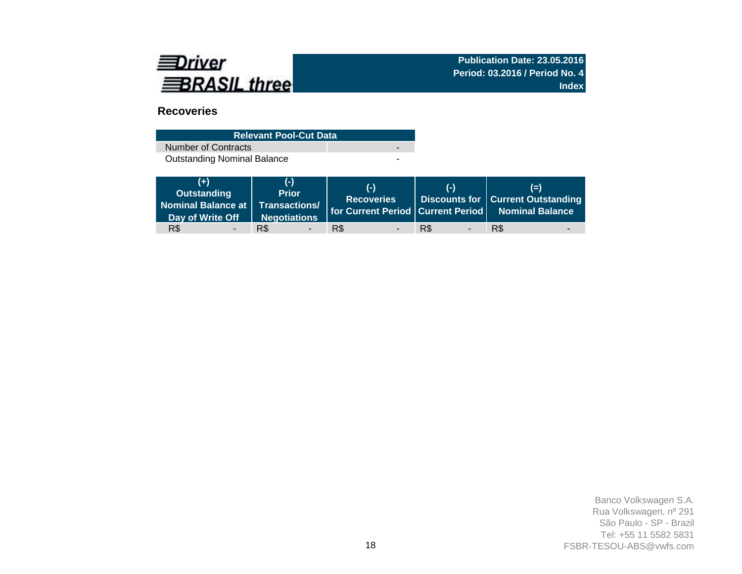Driver BRASIL three

**Publication Date: 23.05.2016**
**Period: 03.2016 / Period No. 4**
**Index**

## Recoveries

| Relevant Pool-Cut Data | |
|---|---|
| Number of Contracts | - |
| Outstanding Nominal Balance | - |

| (+) Outstanding Nominal Balance at Day of Write Off | (-) Prior Transactions/ Negotiations | (-) Recoveries for Current Period | (-) Discounts for Current Period | (=) Current Outstanding Nominal Balance |
|---|---|---|---|---|
| R$ - | R$ - | R$ - | R$ - | R$ - |

Banco Volkswagen S.A.
Rua Volkswagen, nº 291
São Paulo - SP - Brazil
Tel: +55 11 5582 5831
FSBR-TESOU-ABS@vwfs.com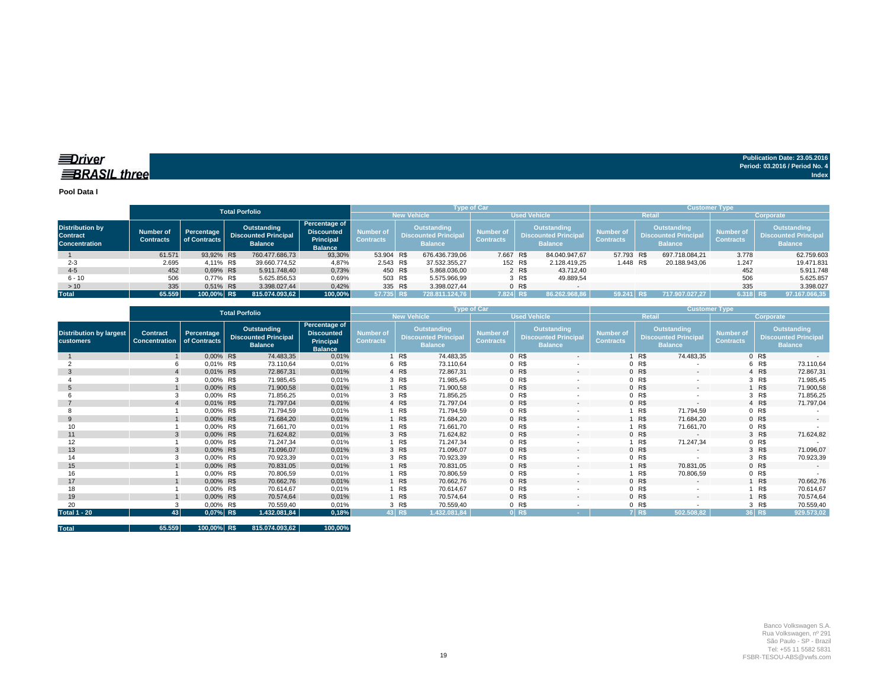**Driver BRASIL three**

**Publication Date: 23.05.2016**
**Period: 03.2016 / Period No. 4**
**Index**

**Pool Data I**

| Distribution by Contract Concentration | Total Porfolio | | | | Type of Car | | | | Customer Type | | | |
|---|---|---|---|---|---|---|---|---|---|---|---|---|
| | | | | | New Vehicle | | Used Vehicle | | Retail | | Corporate | |
| | Number of Contracts | Percentage of Contracts | Outstanding Discounted Principal Balance | Percentage of Discounted Principal Balance | Number of Contracts | Outstanding Discounted Principal Balance | Number of Contracts | Outstanding Discounted Principal Balance | Number of Contracts | Outstanding Discounted Principal Balance | Number of Contracts | Outstanding Discounted Principal Balance |
| 1 | 61.571 | 93,92% | R$ 760.477.686,73 | 93,30% | 53.904 | R$ 676.436.739,06 | 7.667 | R$ 84.040.947,67 | 57.793 | R$ 697.718.084,21 | 3.778 | 62.759.603 |
| 2-3 | 2.695 | 4,11% | R$ 39.660.774,52 | 4,87% | 2.543 | R$ 37.532.355,27 | 152 | R$ 2.128.419,25 | 1.448 | R$ 20.188.943,06 | 1.247 | 19.471.831 |
| 4-5 | 452 | 0,69% | R$ 5.911.748,40 | 0,73% | 450 | R$ 5.868.036,00 | 2 | R$ 43.712,40 | | | 452 | 5.911.748 |
| 6 - 10 | 506 | 0,77% | R$ 5.625.856,53 | 0,69% | 503 | R$ 5.575.966,99 | 3 | R$ 49.889,54 | | | 506 | 5.625.857 |
| > 10 | 335 | 0,51% | R$ 3.398.027,44 | 0,42% | 335 | R$ 3.398.027,44 | 0 | R$ - | | | 335 | 3.398.027 |
| **Total** | **65.559** | **100,00%** | **R$ 815.074.093,62** | **100,00%** | **57.735** | **R$ 728.811.124,76** | **7.824** | **R$ 86.262.968,86** | **59.241** | **R$ 717.907.027,27** | **6.318** | **R$ 97.167.066,35** |

| Distribution by largest customers | Total Porfolio | | | | Type of Car | | | | Customer Type | | | |
|---|---|---|---|---|---|---|---|---|---|---|---|---|
| | | | | | New Vehicle | | Used Vehicle | | Retail | | Corporate | |
| | Contract Concentration | Percentage of Contracts | Outstanding Discounted Principal Balance | Percentage of Discounted Principal Balance | Number of Contracts | Outstanding Discounted Principal Balance | Number of Contracts | Outstanding Discounted Principal Balance | Number of Contracts | Outstanding Discounted Principal Balance | Number of Contracts | Outstanding Discounted Principal Balance |
| 1 | 1 | 0,00% | R$ 74.483,35 | 0,01% | 1 | R$ 74.483,35 | 0 | R$ - | 1 | R$ 74.483,35 | 0 | R$ - |
| 2 | 6 | 0,01% | R$ 73.110,64 | 0,01% | 6 | R$ 73.110,64 | 0 | R$ - | 0 | R$ - | 6 | R$ 73.110,64 |
| 3 | 4 | 0,01% | R$ 72.867,31 | 0,01% | 4 | R$ 72.867,31 | 0 | R$ - | 0 | R$ - | 4 | R$ 72.867,31 |
| 4 | 3 | 0,00% | R$ 71.985,45 | 0,01% | 3 | R$ 71.985,45 | 0 | R$ - | 0 | R$ - | 3 | R$ 71.985,45 |
| 5 | 1 | 0,00% | R$ 71.900,58 | 0,01% | 1 | R$ 71.900,58 | 0 | R$ - | 0 | R$ - | 1 | R$ 71.900,58 |
| 6 | 3 | 0,00% | R$ 71.856,25 | 0,01% | 3 | R$ 71.856,25 | 0 | R$ - | 0 | R$ - | 3 | R$ 71.856,25 |
| 7 | 4 | 0,01% | R$ 71.797,04 | 0,01% | 4 | R$ 71.797,04 | 0 | R$ - | 0 | R$ - | 4 | R$ 71.797,04 |
| 8 | 1 | 0,00% | R$ 71.794,59 | 0,01% | 1 | R$ 71.794,59 | 0 | R$ - | 1 | R$ 71.794,59 | 0 | R$ - |
| 9 | 1 | 0,00% | R$ 71.684,20 | 0,01% | 1 | R$ 71.684,20 | 0 | R$ - | 1 | R$ 71.684,20 | 0 | R$ - |
| 10 | 1 | 0,00% | R$ 71.661,70 | 0,01% | 1 | R$ 71.661,70 | 0 | R$ - | 1 | R$ 71.661,70 | 0 | R$ - |
| 11 | 3 | 0,00% | R$ 71.624,82 | 0,01% | 3 | R$ 71.624,82 | 0 | R$ - | 0 | R$ - | 3 | R$ 71.624,82 |
| 12 | 1 | 0,00% | R$ 71.247,34 | 0,01% | 1 | R$ 71.247,34 | 0 | R$ - | 1 | R$ 71.247,34 | 0 | R$ - |
| 13 | 3 | 0,00% | R$ 71.096,07 | 0,01% | 3 | R$ 71.096,07 | 0 | R$ - | 0 | R$ - | 3 | R$ 71.096,07 |
| 14 | 3 | 0,00% | R$ 70.923,39 | 0,01% | 3 | R$ 70.923,39 | 0 | R$ - | 0 | R$ - | 3 | R$ 70.923,39 |
| 15 | 1 | 0,00% | R$ 70.831,05 | 0,01% | 1 | R$ 70.831,05 | 0 | R$ - | 1 | R$ 70.831,05 | 0 | R$ - |
| 16 | 1 | 0,00% | R$ 70.806,59 | 0,01% | 1 | R$ 70.806,59 | 0 | R$ - | 1 | R$ 70.806,59 | 0 | R$ - |
| 17 | 1 | 0,00% | R$ 70.662,76 | 0,01% | 1 | R$ 70.662,76 | 0 | R$ - | 0 | R$ - | 1 | R$ 70.662,76 |
| 18 | 1 | 0,00% | R$ 70.614,67 | 0,01% | 1 | R$ 70.614,67 | 0 | R$ - | 0 | R$ - | 1 | R$ 70.614,67 |
| 19 | 1 | 0,00% | R$ 70.574,64 | 0,01% | 1 | R$ 70.574,64 | 0 | R$ - | 0 | R$ - | 1 | R$ 70.574,64 |
| 20 | 3 | 0,00% | R$ 70.559,40 | 0,01% | 3 | R$ 70.559,40 | 0 | R$ - | 0 | R$ - | 3 | R$ 70.559,40 |
| **Total 1 - 20** | **43** | **0,07%** | **R$ 1.432.081,84** | **0,18%** | **43** | **R$ 1.432.081,84** | **0** | **R$ -** | **7** | **R$ 502.508,82** | **36** | **R$ 929.573,02** |
| **Total** | **65.559** | **100,00%** | **R$ 815.074.093,62** | **100,00%** | | | | | | | | |

Banco Volkswagen S.A.
Rua Volkswagen, nº 291
São Paulo - SP - Brazil
Tel: +55 11 5582 5831
FSBR-TESOU-ABS@vwfs.com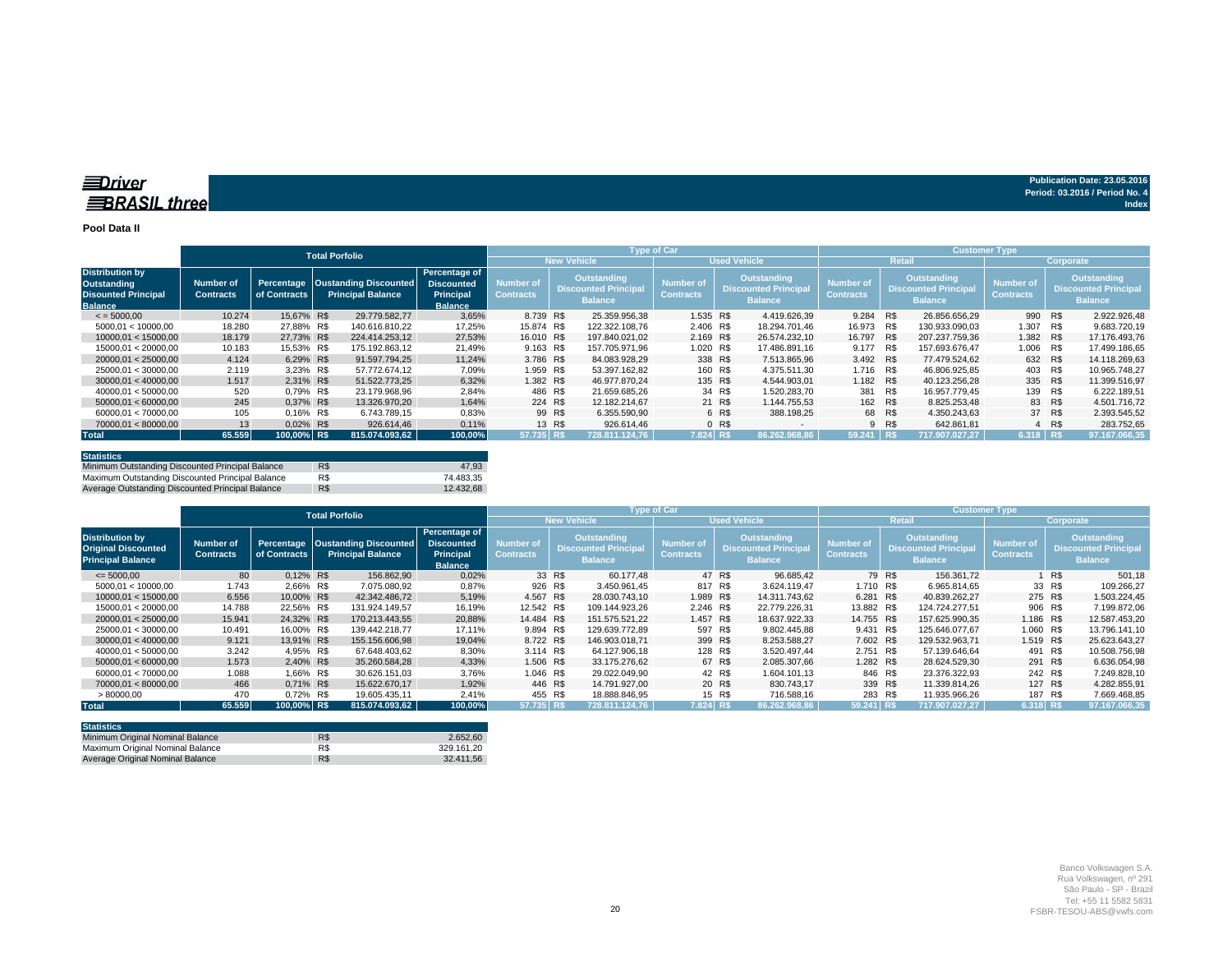**Driver BRASIL three**

**Publication Date: 23.05.2016**
**Period: 03.2016 / Period No. 4**
**Index**

**Pool Data II**

| | Total Porfolio | | | | Type of Car | | | | Customer Type | | | |
|---|---|---|---|---|---|---|---|---|---|---|---|---|
| | | | | | New Vehicle | | Used Vehicle | | Retail | | Corporate | |
| Distribution by Outstanding Disounted Principal Balance | Number of Contracts | Percentage of Contracts | Oustanding Discounted Principal Balance | Percentage of Discounted Principal Balance | Number of Contracts | Outstanding Discounted Principal Balance | Number of Contracts | Outstanding Discounted Principal Balance | Number of Contracts | Outstanding Discounted Principal Balance | Number of Contracts | Outstanding Discounted Principal Balance |
| < = 5000,00 | 10.274 | 15,67% | R$ 29.779.582,77 | 3,65% | 8.739 | R$ 25.359.956,38 | 1.535 | R$ 4.419.626,39 | 9.284 | R$ 26.856.656,29 | 990 | R$ 2.922.926,48 |
| 5000,01 < 10000,00 | 18.280 | 27,88% | R$ 140.616.810,22 | 17,25% | 15.874 | R$ 122.322.108,76 | 2.406 | R$ 18.294.701,46 | 16.973 | R$ 130.933.090,03 | 1.307 | R$ 9.683.720,19 |
| 10000,01 < 15000,00 | 18.179 | 27,73% | R$ 224.414.253,12 | 27,53% | 16.010 | R$ 197.840.021,02 | 2.169 | R$ 26.574.232,10 | 16.797 | R$ 207.237.759,36 | 1.382 | R$ 17.176.493,76 |
| 15000,01 < 20000,00 | 10.183 | 15,53% | R$ 175.192.863,12 | 21,49% | 9.163 | R$ 157.705.971,96 | 1.020 | R$ 17.486.891,16 | 9.177 | R$ 157.693.676,47 | 1.006 | R$ 17.499.186,65 |
| 20000,01 < 25000,00 | 4.124 | 6,29% | R$ 91.597.794,25 | 11,24% | 3.786 | R$ 84.083.928,29 | 338 | R$ 7.513.865,96 | 3.492 | R$ 77.479.524,62 | 632 | R$ 14.118.269,63 |
| 25000,01 < 30000,00 | 2.119 | 3,23% | R$ 57.772.674,12 | 7,09% | 1.959 | R$ 53.397.162,82 | 160 | R$ 4.375.511,30 | 1.716 | R$ 46.806.925,85 | 403 | R$ 10.965.748,27 |
| 30000,01 < 40000,00 | 1.517 | 2,31% | R$ 51.522.773,25 | 6,32% | 1.382 | R$ 46.977.870,24 | 135 | R$ 4.544.903,01 | 1.182 | R$ 40.123.256,28 | 335 | R$ 11.399.516,97 |
| 40000,01 < 50000,00 | 520 | 0,79% | R$ 23.179.968,96 | 2,84% | 486 | R$ 21.659.685,26 | 34 | R$ 1.520.283,70 | 381 | R$ 16.957.779,45 | 139 | R$ 6.222.189,51 |
| 50000,01 < 60000,00 | 245 | 0,37% | R$ 13.326.970,20 | 1,64% | 224 | R$ 12.182.214,67 | 21 | R$ 1.144.755,53 | 162 | R$ 8.825.253,48 | 83 | R$ 4.501.716,72 |
| 60000,01 < 70000,00 | 105 | 0,16% | R$ 6.743.789,15 | 0,83% | 99 | R$ 6.355.590,90 | 6 | R$ 388.198,25 | 68 | R$ 4.350.243,63 | 37 | R$ 2.393.545,52 |
| 70000,01 < 80000,00 | 13 | 0,02% | R$ 926.614,46 | 0,11% | 13 | R$ 926.614,46 | 0 | R$ - | 9 | R$ 642.861,81 | 4 | R$ 283.752,65 |
| **Total** | **65.559** | **100,00%** | **R$ 815.074.093,62** | **100,00%** | **57.735** | **R$ 728.811.124,76** | **7.824** | **R$ 86.262.968,86** | **59.241** | **R$ 717.907.027,27** | **6.318** | **R$ 97.167.066,35** |

| Statistics | | |
|---|---|---|
| Minimum Outstanding Discounted Principal Balance | R$ | 47,93 |
| Maximum Outstanding Discounted Principal Balance | R$ | 74.483,35 |
| Average Outstanding Discounted Principal Balance | R$ | 12.432,68 |

| | Total Porfolio | | | | Type of Car | | | | Customer Type | | | |
|---|---|---|---|---|---|---|---|---|---|---|---|---|
| | | | | | New Vehicle | | Used Vehicle | | Retail | | Corporate | |
| Distribution by Original Discounted Principal Balance | Number of Contracts | Percentage of Contracts | Oustanding Discounted Principal Balance | Percentage of Discounted Principal Balance | Number of Contracts | Outstanding Discounted Principal Balance | Number of Contracts | Outstanding Discounted Principal Balance | Number of Contracts | Outstanding Discounted Principal Balance | Number of Contracts | Outstanding Discounted Principal Balance |
| <= 5000,00 | 80 | 0,12% | R$ 156.862,90 | 0,02% | 33 | R$ 60.177,48 | 47 | R$ 96.685,42 | 79 | R$ 156.361,72 | 1 | R$ 501,18 |
| 5000,01 < 10000,00 | 1.743 | 2,66% | R$ 7.075.080,92 | 0,87% | 926 | R$ 3.450.961,45 | 817 | R$ 3.624.119,47 | 1.710 | R$ 6.965.814,65 | 33 | R$ 109.266,27 |
| 10000,01 < 15000,00 | 6.556 | 10,00% | R$ 42.342.486,72 | 5,19% | 4.567 | R$ 28.030.743,10 | 1.989 | R$ 14.311.743,62 | 6.281 | R$ 40.839.262,27 | 275 | R$ 1.503.224,45 |
| 15000,01 < 20000,00 | 14.788 | 22,56% | R$ 131.924.149,57 | 16,19% | 12.542 | R$ 109.144.923,26 | 2.246 | R$ 22.779.226,31 | 13.882 | R$ 124.724.277,51 | 906 | R$ 7.199.872,06 |
| 20000,01 < 25000,00 | 15.941 | 24,32% | R$ 170.213.443,55 | 20,88% | 14.484 | R$ 151.575.521,22 | 1.457 | R$ 18.637.922,33 | 14.755 | R$ 157.625.990,35 | 1.186 | R$ 12.587.453,20 |
| 25000,01 < 30000,00 | 10.491 | 16,00% | R$ 139.442.218,77 | 17,11% | 9.894 | R$ 129.639.772,89 | 597 | R$ 9.802.445,88 | 9.431 | R$ 125.646.077,67 | 1.060 | R$ 13.796.141,10 |
| 30000,01 < 40000,00 | 9.121 | 13,91% | R$ 155.156.606,98 | 19,04% | 8.722 | R$ 146.903.018,71 | 399 | R$ 8.253.588,27 | 7.602 | R$ 129.532.963,71 | 1.519 | R$ 25.623.643,27 |
| 40000,01 < 50000,00 | 3.242 | 4,95% | R$ 67.648.403,62 | 8,30% | 3.114 | R$ 64.127.906,18 | 128 | R$ 3.520.497,44 | 2.751 | R$ 57.139.646,64 | 491 | R$ 10.508.756,98 |
| 50000,01 < 60000,00 | 1.573 | 2,40% | R$ 35.260.584,28 | 4,33% | 1.506 | R$ 33.175.276,62 | 67 | R$ 2.085.307,66 | 1.282 | R$ 28.624.529,30 | 291 | R$ 6.636.054,98 |
| 60000,01 < 70000,00 | 1.088 | 1,66% | R$ 30.626.151,03 | 3,76% | 1.046 | R$ 29.022.049,90 | 42 | R$ 1.604.101,13 | 846 | R$ 23.376.322,93 | 242 | R$ 7.249.828,10 |
| 70000,01 < 80000,00 | 466 | 0,71% | R$ 15.622.670,17 | 1,92% | 446 | R$ 14.791.927,00 | 20 | R$ 830.743,17 | 339 | R$ 11.339.814,26 | 127 | R$ 4.282.855,91 |
| > 80000,00 | 470 | 0,72% | R$ 19.605.435,11 | 2,41% | 455 | R$ 18.888.846,95 | 15 | R$ 716.588,16 | 283 | R$ 11.935.966,26 | 187 | R$ 7.669.468,85 |
| **Total** | **65.559** | **100,00%** | **R$ 815.074.093,62** | **100,00%** | **57.735** | **R$ 728.811.124,76** | **7.824** | **R$ 86.262.968,86** | **59.241** | **R$ 717.907.027,27** | **6.318** | **R$ 97.167.066,35** |

| Statistics | | |
|---|---|---|
| Minimum Original Nominal Balance | R$ | 2.652,60 |
| Maximum Original Nominal Balance | R$ | 329.161,20 |
| Average Original Nominal Balance | R$ | 32.411,56 |

Banco Volkswagen S.A.
Rua Volkswagen, nº 291
São Paulo - SP - Brazil
Tel: +55 11 5582 5831
FSBR-TESOU-ABS@vwfs.com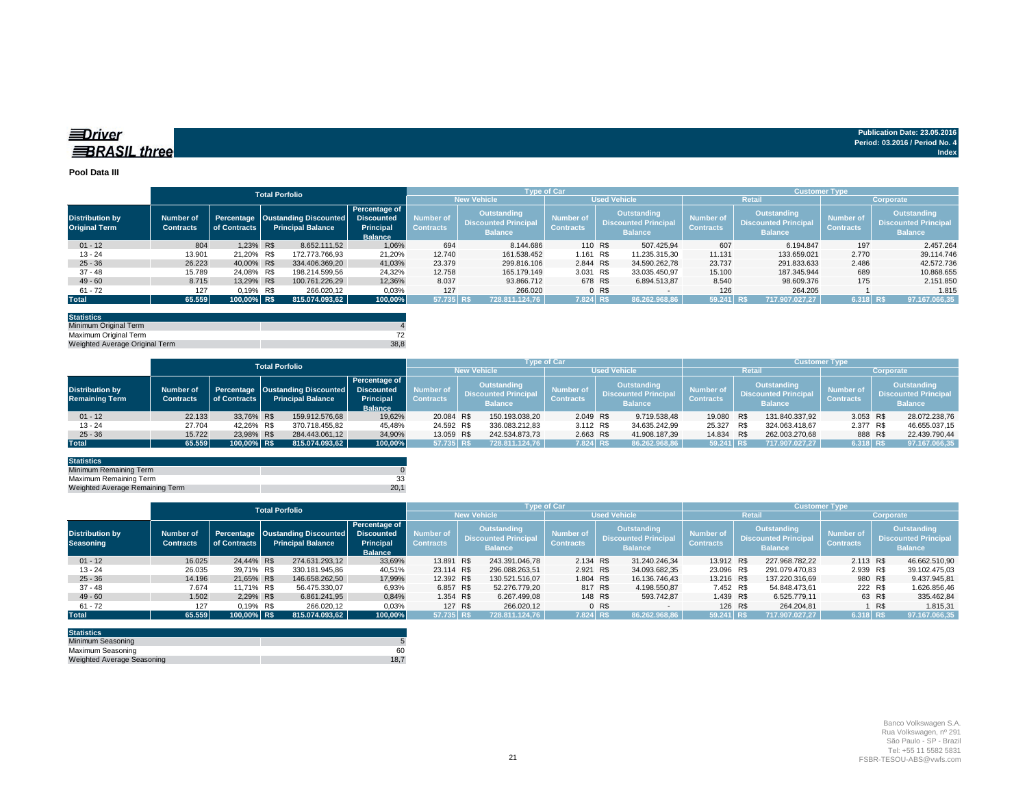**Driver BRASIL three**

**Publication Date: 23.05.2016**
**Period: 03.2016 / Period No. 4**
**Index**

**Pool Data III**

| | Total Porfolio | | | | Type of Car | | | | Customer Type | | | |
|---|---|---|---|---|---|---|---|---|---|---|---|---|
| | | | | | New Vehicle | | Used Vehicle | | Retail | | Corporate | |
| Distribution by Original Term | Number of Contracts | Percentage of Contracts | Oustanding Discounted Principal Balance | Percentage of Discounted Principal Balance | Number of Contracts | Outstanding Discounted Principal Balance | Number of Contracts | Outstanding Discounted Principal Balance | Number of Contracts | Outstanding Discounted Principal Balance | Number of Contracts | Outstanding Discounted Principal Balance |
| 01 - 12 | 804 | 1,23% | R$ 8.652.111,52 | 1,06% | 694 | 8.144.686 | 110 | R$ 507.425,94 | 607 | 6.194.847 | 197 | 2.457.264 |
| 13 - 24 | 13.901 | 21,20% | R$ 172.773.766,93 | 21,20% | 12.740 | 161.538.452 | 1.161 | R$ 11.235.315,30 | 11.131 | 133.659.021 | 2.770 | 39.114.746 |
| 25 - 36 | 26.223 | 40,00% | R$ 334.406.369,20 | 41,03% | 23.379 | 299.816.106 | 2.844 | R$ 34.590.262,78 | 23.737 | 291.833.633 | 2.486 | 42.572.736 |
| 37 - 48 | 15.789 | 24,08% | R$ 198.214.599,56 | 24,32% | 12.758 | 165.179.149 | 3.031 | R$ 33.035.450,97 | 15.100 | 187.345.944 | 689 | 10.868.655 |
| 49 - 60 | 8.715 | 13,29% | R$ 100.761.226,29 | 12,36% | 8.037 | 93.866.712 | 678 | R$ 6.894.513,87 | 8.540 | 98.609.376 | 175 | 2.151.850 |
| 61 - 72 | 127 | 0,19% | R$ 266.020,12 | 0,03% | 127 | 266.020 | 0 | R$ - | 126 | 264.205 | 1 | 1.815 |
| **Total** | **65.559** | **100,00%** | **R$ 815.074.093,62** | **100,00%** | **57.735** | **R$ 728.811.124,76** | **7.824** | **R$ 86.262.968,86** | **59.241** | **R$ 717.907.027,27** | **6.318** | **R$ 97.167.066,35** |

| Statistics | |
|---|---|
| Minimum Original Term | 4 |
| Maximum Original Term | 72 |
| Weighted Average Original Term | 38,8 |

| | Total Porfolio | | | | Type of Car | | | | Customer Type | | | |
|---|---|---|---|---|---|---|---|---|---|---|---|---|
| | | | | | New Vehicle | | Used Vehicle | | Retail | | Corporate | |
| Distribution by Remaining Term | Number of Contracts | Percentage of Contracts | Oustanding Discounted Principal Balance | Percentage of Discounted Principal Balance | Number of Contracts | Outstanding Discounted Principal Balance | Number of Contracts | Outstanding Discounted Principal Balance | Number of Contracts | Outstanding Discounted Principal Balance | Number of Contracts | Outstanding Discounted Principal Balance |
| 01 - 12 | 22.133 | 33,76% | R$ 159.912.576,68 | 19,62% | 20.084 | R$ 150.193.038,20 | 2.049 | R$ 9.719.538,48 | 19.080 | R$ 131.840.337,92 | 3.053 | R$ 28.072.238,76 |
| 13 - 24 | 27.704 | 42,26% | R$ 370.718.455,82 | 45,48% | 24.592 | R$ 336.083.212,83 | 3.112 | R$ 34.635.242,99 | 25.327 | R$ 324.063.418,67 | 2.377 | R$ 46.655.037,15 |
| 25 - 36 | 15.722 | 23,98% | R$ 284.443.061,12 | 34,90% | 13.059 | R$ 242.534.873,73 | 2.663 | R$ 41.908.187,39 | 14.834 | R$ 262.003.270,68 | 888 | R$ 22.439.790,44 |
| **Total** | **65.559** | **100,00%** | **R$ 815.074.093,62** | **100,00%** | **57.735** | **R$ 728.811.124,76** | **7.824** | **R$ 86.262.968,86** | **59.241** | **R$ 717.907.027,27** | **6.318** | **R$ 97.167.066,35** |

| Statistics | |
|---|---|
| Minimum Remaining Term | 0 |
| Maximum Remaining Term | 33 |
| Weighted Average Remaining Term | 20,1 |

| | Total Porfolio | | | | Type of Car | | | | Customer Type | | | |
|---|---|---|---|---|---|---|---|---|---|---|---|---|
| | | | | | New Vehicle | | Used Vehicle | | Retail | | Corporate | |
| Distribution by Seasoning | Number of Contracts | Percentage of Contracts | Oustanding Discounted Principal Balance | Percentage of Discounted Principal Balance | Number of Contracts | Outstanding Discounted Principal Balance | Number of Contracts | Outstanding Discounted Principal Balance | Number of Contracts | Outstanding Discounted Principal Balance | Number of Contracts | Outstanding Discounted Principal Balance |
| 01 - 12 | 16.025 | 24,44% | R$ 274.631.293,12 | 33,69% | 13.891 | R$ 243.391.046,78 | 2.134 | R$ 31.240.246,34 | 13.912 | R$ 227.968.782,22 | 2.113 | R$ 46.662.510,90 |
| 13 - 24 | 26.035 | 39,71% | R$ 330.181.945,86 | 40,51% | 23.114 | R$ 296.088.263,51 | 2.921 | R$ 34.093.682,35 | 23.096 | R$ 291.079.470,83 | 2.939 | R$ 39.102.475,03 |
| 25 - 36 | 14.196 | 21,65% | R$ 146.658.262,50 | 17,99% | 12.392 | R$ 130.521.516,07 | 1.804 | R$ 16.136.746,43 | 13.216 | R$ 137.220.316,69 | 980 | R$ 9.437.945,81 |
| 37 - 48 | 7.674 | 11,71% | R$ 56.475.330,07 | 6,93% | 6.857 | R$ 52.276.779,20 | 817 | R$ 4.198.550,87 | 7.452 | R$ 54.848.473,61 | 222 | R$ 1.626.856,46 |
| 49 - 60 | 1.502 | 2,29% | R$ 6.861.241,95 | 0,84% | 1.354 | R$ 6.267.499,08 | 148 | R$ 593.742,87 | 1.439 | R$ 6.525.779,11 | 63 | R$ 335.462,84 |
| 61 - 72 | 127 | 0,19% | R$ 266.020,12 | 0,03% | 127 | R$ 266.020,12 | 0 | R$ - | 126 | R$ 264.204,81 | 1 | R$ 1.815,31 |
| **Total** | **65.559** | **100,00%** | **R$ 815.074.093,62** | **100,00%** | **57.735** | **R$ 728.811.124,76** | **7.824** | **R$ 86.262.968,86** | **59.241** | **R$ 717.907.027,27** | **6.318** | **R$ 97.167.066,35** |

| Statistics | |
|---|---|
| Minimum Seasoning | 5 |
| Maximum Seasoning | 60 |
| Weighted Average Seasoning | 18,7 |

Banco Volkswagen S.A.
Rua Volkswagen, nº 291
São Paulo - SP - Brazil
Tel: +55 11 5582 5831
FSBR-TESOU-ABS@vwfs.com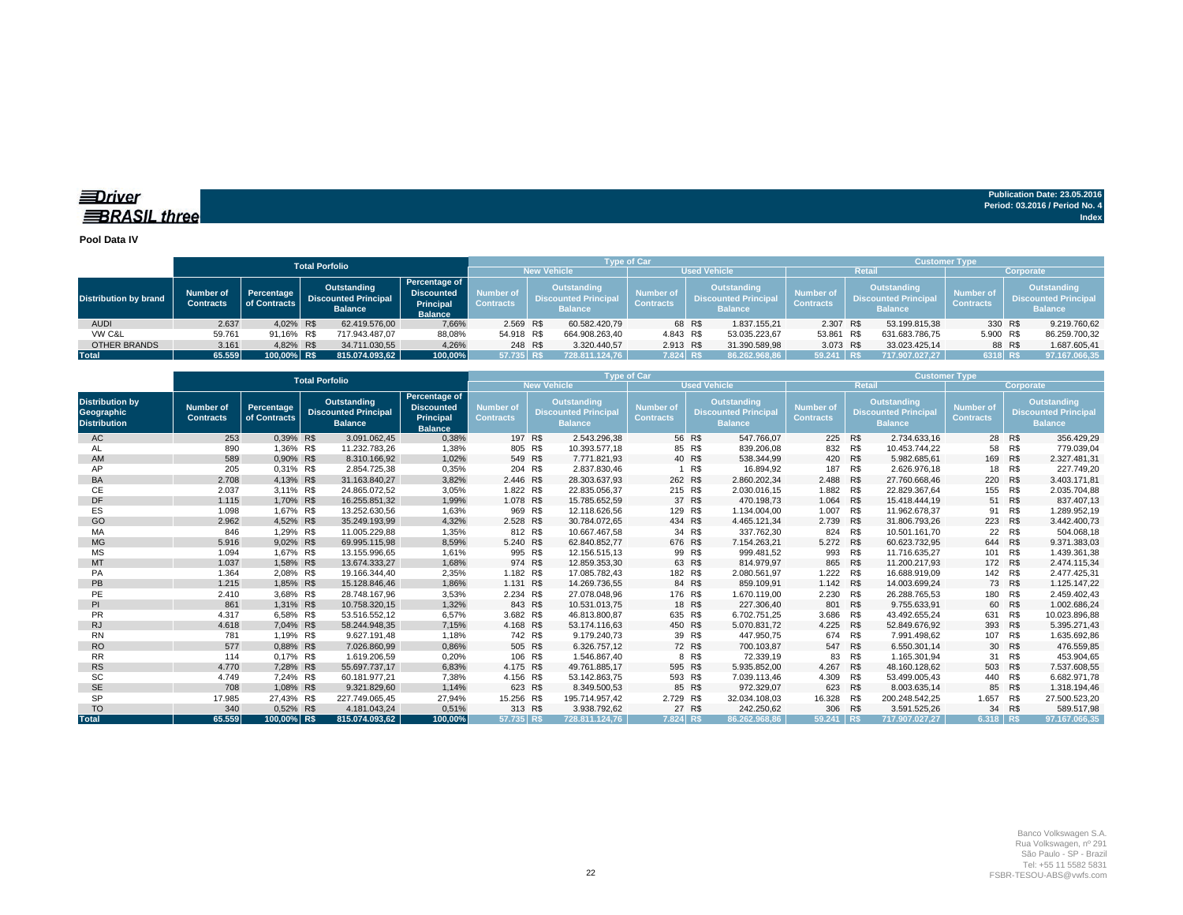**Driver BRASIL three**

Publication Date: 23.05.2016
Period: 03.2016 / Period No. 4
Index

**Pool Data IV**

| Distribution by brand | Total Porfolio | | | | Type of Car | | | | Customer Type | | | |
|---|---|---|---|---|---|---|---|---|---|---|---|---|
| | | | | | New Vehicle | | Used Vehicle | | Retail | | Corporate | |
| | Number of Contracts | Percentage of Contracts | Outstanding Discounted Principal Balance | Percentage of Discounted Principal Balance | Number of Contracts | Outstanding Discounted Principal Balance | Number of Contracts | Outstanding Discounted Principal Balance | Number of Contracts | Outstanding Discounted Principal Balance | Number of Contracts | Outstanding Discounted Principal Balance |
| AUDI | 2.637 | 4,02% | R$ 62.419.576,00 | 7,66% | 2.569 | R$ 60.582.420,79 | 68 | R$ 1.837.155,21 | 2.307 | R$ 53.199.815,38 | 330 | R$ 9.219.760,62 |
| VW C&L | 59.761 | 91,16% | R$ 717.943.487,07 | 88,08% | 54.918 | R$ 664.908.263,40 | 4.843 | R$ 53.035.223,67 | 53.861 | R$ 631.683.786,75 | 5.900 | R$ 86.259.700,32 |
| OTHER BRANDS | 3.161 | 4,82% | R$ 34.711.030,55 | 4,26% | 248 | R$ 3.320.440,57 | 2.913 | R$ 31.390.589,98 | 3.073 | R$ 33.023.425,14 | 88 | R$ 1.687.605,41 |
| **Total** | **65.559** | **100,00%** | **R$ 815.074.093,62** | **100,00%** | **57.735** | **R$ 728.811.124,76** | **7.824** | **R$ 86.262.968,86** | **59.241** | **R$ 717.907.027,27** | **6318** | **R$ 97.167.066,35** |

| Distribution by Geographic Distribution | Total Porfolio | | | | Type of Car | | | | Customer Type | | | |
|---|---|---|---|---|---|---|---|---|---|---|---|---|
| | | | | | New Vehicle | | Used Vehicle | | Retail | | Corporate | |
| | Number of Contracts | Percentage of Contracts | Outstanding Discounted Principal Balance | Percentage of Discounted Principal Balance | Number of Contracts | Outstanding Discounted Principal Balance | Number of Contracts | Outstanding Discounted Principal Balance | Number of Contracts | Outstanding Discounted Principal Balance | Number of Contracts | Outstanding Discounted Principal Balance |
| AC | 253 | 0,39% | R$ 3.091.062,45 | 0,38% | 197 | R$ 2.543.296,38 | 56 | R$ 547.766,07 | 225 | R$ 2.734.633,16 | 28 | R$ 356.429,29 |
| AL | 890 | 1,36% | R$ 11.232.783,26 | 1,38% | 805 | R$ 10.393.577,18 | 85 | R$ 839.206,08 | 832 | R$ 10.453.744,22 | 58 | R$ 779.039,04 |
| AM | 589 | 0,90% | R$ 8.310.166,92 | 1,02% | 549 | R$ 7.771.821,93 | 40 | R$ 538.344,99 | 420 | R$ 5.982.685,61 | 169 | R$ 2.327.481,31 |
| AP | 205 | 0,31% | R$ 2.854.725,38 | 0,35% | 204 | R$ 2.837.830,46 | 1 | R$ 16.894,92 | 187 | R$ 2.626.976,18 | 18 | R$ 227.749,20 |
| BA | 2.708 | 4,13% | R$ 31.163.840,27 | 3,82% | 2.446 | R$ 28.303.637,93 | 262 | R$ 2.860.202,34 | 2.488 | R$ 27.760.668,46 | 220 | R$ 3.403.171,81 |
| CE | 2.037 | 3,11% | R$ 24.865.072,52 | 3,05% | 1.822 | R$ 22.835.056,37 | 215 | R$ 2.030.016,15 | 1.882 | R$ 22.829.367,64 | 155 | R$ 2.035.704,88 |
| DF | 1.115 | 1,70% | R$ 16.255.851,32 | 1,99% | 1.078 | R$ 15.785.652,59 | 37 | R$ 470.198,73 | 1.064 | R$ 15.418.444,19 | 51 | R$ 837.407,13 |
| ES | 1.098 | 1,67% | R$ 13.252.630,56 | 1,63% | 969 | R$ 12.118.626,56 | 129 | R$ 1.134.004,00 | 1.007 | R$ 11.962.678,37 | 91 | R$ 1.289.952,19 |
| GO | 2.962 | 4,52% | R$ 35.249.193,99 | 4,32% | 2.528 | R$ 30.784.072,65 | 434 | R$ 4.465.121,34 | 2.739 | R$ 31.806.793,26 | 223 | R$ 3.442.400,73 |
| MA | 846 | 1,29% | R$ 11.005.229,88 | 1,35% | 812 | R$ 10.667.467,58 | 34 | R$ 337.762,30 | 824 | R$ 10.501.161,70 | 22 | R$ 504.068,18 |
| MG | 5.916 | 9,02% | R$ 69.995.115,98 | 8,59% | 5.240 | R$ 62.840.852,77 | 676 | R$ 7.154.263,21 | 5.272 | R$ 60.623.732,95 | 644 | R$ 9.371.383,03 |
| MS | 1.094 | 1,67% | R$ 13.155.996,65 | 1,61% | 995 | R$ 12.156.515,13 | 99 | R$ 999.481,52 | 993 | R$ 11.716.635,27 | 101 | R$ 1.439.361,38 |
| MT | 1.037 | 1,58% | R$ 13.674.333,27 | 1,68% | 974 | R$ 12.859.353,30 | 63 | R$ 814.979,97 | 865 | R$ 11.200.217,93 | 172 | R$ 2.474.115,34 |
| PA | 1.364 | 2,08% | R$ 19.166.344,40 | 2,35% | 1.182 | R$ 17.085.782,43 | 182 | R$ 2.080.561,97 | 1.222 | R$ 16.688.919,09 | 142 | R$ 2.477.425,31 |
| PB | 1.215 | 1,85% | R$ 15.128.846,46 | 1,86% | 1.131 | R$ 14.269.736,55 | 84 | R$ 859.109,91 | 1.142 | R$ 14.003.699,24 | 73 | R$ 1.125.147,22 |
| PE | 2.410 | 3,68% | R$ 28.748.167,96 | 3,53% | 2.234 | R$ 27.078.048,96 | 176 | R$ 1.670.119,00 | 2.230 | R$ 26.288.765,53 | 180 | R$ 2.459.402,43 |
| PI | 861 | 1,31% | R$ 10.758.320,15 | 1,32% | 843 | R$ 10.531.013,75 | 18 | R$ 227.306,40 | 801 | R$ 9.755.633,91 | 60 | R$ 1.002.686,24 |
| PR | 4.317 | 6,58% | R$ 53.516.552,12 | 6,57% | 3.682 | R$ 46.813.800,87 | 635 | R$ 6.702.751,25 | 3.686 | R$ 43.492.655,24 | 631 | R$ 10.023.896,88 |
| RJ | 4.618 | 7,04% | R$ 58.244.948,35 | 7,15% | 4.168 | R$ 53.174.116,63 | 450 | R$ 5.070.831,72 | 4.225 | R$ 52.849.676,92 | 393 | R$ 5.395.271,43 |
| RN | 781 | 1,19% | R$ 9.627.191,48 | 1,18% | 742 | R$ 9.179.240,73 | 39 | R$ 447.950,75 | 674 | R$ 7.991.498,62 | 107 | R$ 1.635.692,86 |
| RO | 577 | 0,88% | R$ 7.026.860,99 | 0,86% | 505 | R$ 6.326.757,12 | 72 | R$ 700.103,87 | 547 | R$ 6.550.301,14 | 30 | R$ 476.559,85 |
| RR | 114 | 0,17% | R$ 1.619.206,59 | 0,20% | 106 | R$ 1.546.867,40 | 8 | R$ 72.339,19 | 83 | R$ 1.165.301,94 | 31 | R$ 453.904,65 |
| RS | 4.770 | 7,28% | R$ 55.697.737,17 | 6,83% | 4.175 | R$ 49.761.885,17 | 595 | R$ 5.935.852,00 | 4.267 | R$ 48.160.128,62 | 503 | R$ 7.537.608,55 |
| SC | 4.749 | 7,24% | R$ 60.181.977,21 | 7,38% | 4.156 | R$ 53.142.863,75 | 593 | R$ 7.039.113,46 | 4.309 | R$ 53.499.005,43 | 440 | R$ 6.682.971,78 |
| SE | 708 | 1,08% | R$ 9.321.829,60 | 1,14% | 623 | R$ 8.349.500,53 | 85 | R$ 972.329,07 | 623 | R$ 8.003.635,14 | 85 | R$ 1.318.194,46 |
| SP | 17.985 | 27,43% | R$ 227.749.065,45 | 27,94% | 15.256 | R$ 195.714.957,42 | 2.729 | R$ 32.034.108,03 | 16.328 | R$ 200.248.542,25 | 1.657 | R$ 27.500.523,20 |
| TO | 340 | 0,52% | R$ 4.181.043,24 | 0,51% | 313 | R$ 3.938.792,62 | 27 | R$ 242.250,62 | 306 | R$ 3.591.525,26 | 34 | R$ 589.517,98 |
| **Total** | **65.559** | **100,00%** | **R$ 815.074.093,62** | **100,00%** | **57.735** | **R$ 728.811.124,76** | **7.824** | **R$ 86.262.968,86** | **59.241** | **R$ 717.907.027,27** | **6.318** | **R$ 97.167.066,35** |

Banco Volkswagen S.A.
Rua Volkswagen, nº 291
São Paulo - SP - Brazil
Tel: +55 11 5582 5831
FSBR-TESOU-ABS@vwfs.com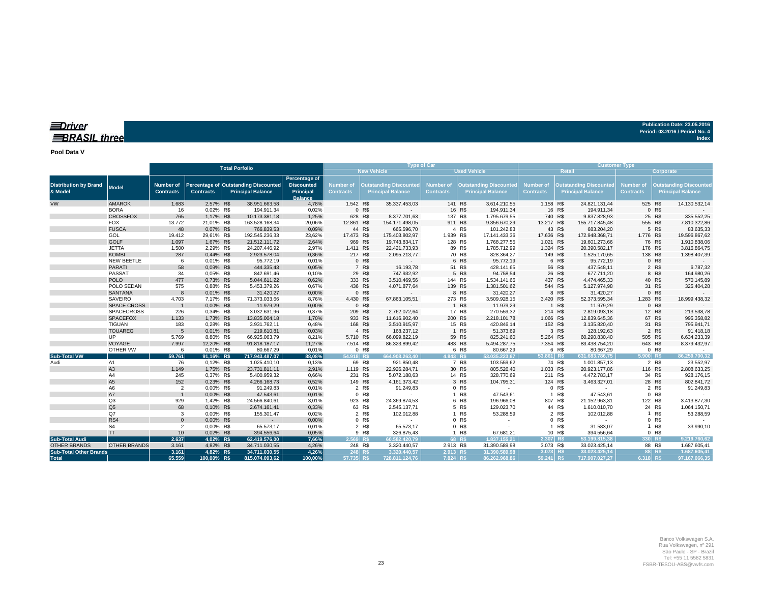**Driver BRASIL three**

Publication Date: 23.05.2016
Period: 03.2016 / Period No. 4
Index

**Pool Data V**

| Distribution by Brand & Model | Model | Total Porfolio | | | | | Type of Car | | | | | | | | Customer Type | | | | | | | |
|---|---|---|---|---|---|---|---|---|---|---|---|---|---|---|---|---|---|---|---|---|---|---|
| | | | | | | | New Vehicle | | | Used Vehicle | | | | | Retail | | | Corporate | | | | |
| | | Number of Contracts | Percentage of Contracts | Outstanding Discounted Principal Balance | | Percentage of Discounted Principal Balance | Number of Contracts | Outstanding Discounted Principal Balance | | Number of Contracts | Outstanding Discounted Principal Balance | | | | Number of Contracts | Outstanding Discounted Principal Balance | | Number of Contracts | Outstanding Discounted Principal Balance | | | |
| VW | AMAROK | 1.683 | 2,57% | R$ | 38.951.663,58 | 4,78% | 1.542 | R$ | 35.337.453,03 | 141 | R$ | 3.614.210,55 | | | 1.158 | R$ | 24.821.131,44 | 525 | R$ | 14.130.532,14 | | |
| | BORA | 16 | 0,02% | R$ | 194.911,34 | 0,02% | 0 | R$ | - | 16 | R$ | 194.911,34 | | | 16 | R$ | 194.911,34 | 0 | R$ | - | | |
| | CROSSFOX | 765 | 1,17% | R$ | 10.173.381,18 | 1,25% | 628 | R$ | 8.377.701,63 | 137 | R$ | 1.795.679,55 | | | 740 | R$ | 9.837.828,93 | 25 | R$ | 335.552,25 | | |
| | FOX | 13.772 | 21,01% | R$ | 163.528.168,34 | 20,06% | 12.861 | R$ | 154.171.498,05 | 911 | R$ | 9.356.670,29 | | | 13.217 | R$ | 155.717.845,48 | 555 | R$ | 7.810.322,86 | | |
| | FUSCA | 48 | 0,07% | R$ | 766.839,53 | 0,09% | 44 | R$ | 665.596,70 | 4 | R$ | 101.242,83 | | | 43 | R$ | 683.204,20 | 5 | R$ | 83.635,33 | | |
| | GOL | 19.412 | 29,61% | R$ | 192.545.236,33 | 23,62% | 17.473 | R$ | 175.403.802,97 | 1.939 | R$ | 17.141.433,36 | | | 17.636 | R$ | 172.948.368,71 | 1.776 | R$ | 19.596.867,62 | | |
| | GOLF | 1.097 | 1,67% | R$ | 21.512.111,72 | 2,64% | 969 | R$ | 19.743.834,17 | 128 | R$ | 1.768.277,55 | | | 1.021 | R$ | 19.601.273,66 | 76 | R$ | 1.910.838,06 | | |
| | JETTA | 1.500 | 2,29% | R$ | 24.207.446,92 | 2,97% | 1.411 | R$ | 22.421.733,93 | 89 | R$ | 1.785.712,99 | | | 1.324 | R$ | 20.390.582,17 | 176 | R$ | 3.816.864,75 | | |
| | KOMBI | 287 | 0,44% | R$ | 2.923.578,04 | 0,36% | 217 | R$ | 2.095.213,77 | 70 | R$ | 828.364,27 | | | 149 | R$ | 1.525.170,65 | 138 | R$ | 1.398.407,39 | | |
| | NEW BEETLE | 6 | 0,01% | R$ | 95.772,19 | 0,01% | 0 | R$ | - | 6 | R$ | 95.772,19 | | | 6 | R$ | 95.772,19 | 0 | R$ | - | | |
| | PARATI | 58 | 0,09% | R$ | 444.335,43 | 0,05% | 7 | R$ | 16.193,78 | 51 | R$ | 428.141,65 | | | 56 | R$ | 437.548,11 | 2 | R$ | 6.787,32 | | |
| | PASSAT | 34 | 0,05% | R$ | 842.691,46 | 0,10% | 29 | R$ | 747.932,92 | 5 | R$ | 94.758,54 | | | 26 | R$ | 677.711,20 | 8 | R$ | 164.980,26 | | |
| | POLO | 477 | 0,73% | R$ | 5.044.611,22 | 0,62% | 333 | R$ | 3.510.469,56 | 144 | R$ | 1.534.141,66 | | | 437 | R$ | 4.474.465,33 | 40 | R$ | 570.145,89 | | |
| | POLO SEDAN | 575 | 0,88% | R$ | 5.453.379,26 | 0,67% | 436 | R$ | 4.071.877,64 | 139 | R$ | 1.381.501,62 | | | 544 | R$ | 5.127.974,98 | 31 | R$ | 325.404,28 | | |
| | SANTANA | 8 | 0,01% | R$ | 31.420,27 | 0,00% | 0 | R$ | - | 8 | R$ | 31.420,27 | | | 8 | R$ | 31.420,27 | 0 | R$ | - | | |
| | SAVEIRO | 4.703 | 7,17% | R$ | 71.373.033,66 | 8,76% | 4.430 | R$ | 67.863.105,51 | 273 | R$ | 3.509.928,15 | | | 3.420 | R$ | 52.373.595,34 | 1.283 | R$ | 18.999.438,32 | | |
| | SPACE CROSS | 1 | 0,00% | R$ | 11.979,29 | 0,00% | 0 | R$ | - | 1 | R$ | 11.979,29 | | | 1 | R$ | 11.979,29 | 0 | R$ | - | | |
| | SPACECROSS | 226 | 0,34% | R$ | 3.032.631,96 | 0,37% | 209 | R$ | 2.762.072,64 | 17 | R$ | 270.559,32 | | | 214 | R$ | 2.819.093,18 | 12 | R$ | 213.538,78 | | |
| | SPACEFOX | 1.133 | 1,73% | R$ | 13.835.004,18 | 1,70% | 933 | R$ | 11.616.902,40 | 200 | R$ | 2.218.101,78 | | | 1.066 | R$ | 12.839.645,36 | 67 | R$ | 995.358,82 | | |
| | TIGUAN | 183 | 0,28% | R$ | 3.931.762,11 | 0,48% | 168 | R$ | 3.510.915,97 | 15 | R$ | 420.846,14 | | | 152 | R$ | 3.135.820,40 | 31 | R$ | 795.941,71 | | |
| | TOUAREG | 5 | 0,01% | R$ | 219.610,81 | 0,03% | 4 | R$ | 168.237,12 | 1 | R$ | 51.373,69 | | | 3 | R$ | 128.192,63 | 2 | R$ | 91.418,18 | | |
| | UP | 5.769 | 8,80% | R$ | 66.925.063,79 | 8,21% | 5.710 | R$ | 66.099.822,19 | 59 | R$ | 825.241,60 | | | 5.264 | R$ | 60.290.830,40 | 505 | R$ | 6.634.233,39 | | |
| | VOYAGE | 7.997 | 12,20% | R$ | 91.818.187,17 | 11,27% | 7.514 | R$ | 86.323.899,42 | 483 | R$ | 5.494.287,75 | | | 7.354 | R$ | 83.438.754,20 | 643 | R$ | 8.379.432,97 | | |
| | OTHER VW | 6 | 0,01% | R$ | 80.667,29 | 0,01% | 0 | R$ | - | 6 | R$ | 80.667,29 | | | 6 | R$ | 80.667,29 | 0 | R$ | - | | |
| **Sub-Total VW** | | **59.761** | **91,16%** | **R$** | **717.943.487,07** | **88,08%** | **54.918** | **R$** | **664.908.263,40** | **4.843** | **R$** | **53.035.223,67** | | | **53.861** | **R$** | **631.683.786,75** | **5.900** | **R$** | **86.259.700,32** | | |
| Audi | A1 | 76 | 0,12% | R$ | 1.025.410,10 | 0,13% | 69 | R$ | 921.850,48 | 7 | R$ | 103.559,62 | | | 74 | R$ | 1.001.857,13 | 2 | R$ | 23.552,97 | | |
| | A3 | 1.149 | 1,75% | R$ | 23.731.811,11 | 2,91% | 1.119 | R$ | 22.926.284,71 | 30 | R$ | 805.526,40 | | | 1.033 | R$ | 20.923.177,86 | 116 | R$ | 2.808.633,25 | | |
| | A4 | 245 | 0,37% | R$ | 5.400.959,32 | 0,66% | 231 | R$ | 5.072.188,63 | 14 | R$ | 328.770,69 | | | 211 | R$ | 4.472.783,17 | 34 | R$ | 928.176,15 | | |
| | A5 | 152 | 0,23% | R$ | 4.266.168,73 | 0,52% | 149 | R$ | 4.161.373,42 | 3 | R$ | 104.795,31 | | | 124 | R$ | 3.463.327,01 | 28 | R$ | 802.841,72 | | |
| | A6 | 2 | 0,00% | R$ | 91.249,83 | 0,01% | 2 | R$ | 91.249,83 | 0 | R$ | - | | | 0 | R$ | - | 2 | R$ | 91.249,83 | | |
| | A7 | 1 | 0,00% | R$ | 47.543,61 | 0,01% | 0 | R$ | - | 1 | R$ | 47.543,61 | | | 1 | R$ | 47.543,61 | 0 | R$ | - | | |
| | Q3 | 929 | 1,42% | R$ | 24.566.840,61 | 3,01% | 923 | R$ | 24.369.874,53 | 6 | R$ | 196.966,08 | | | 807 | R$ | 21.152.963,31 | 122 | R$ | 3.413.877,30 | | |
| | Q5 | 68 | 0,10% | R$ | 2.674.161,41 | 0,33% | 63 | R$ | 2.545.137,71 | 5 | R$ | 129.023,70 | | | 44 | R$ | 1.610.010,70 | 24 | R$ | 1.064.150,71 | | |
| | Q7 | 3 | 0,00% | R$ | 155.301,47 | 0,02% | 2 | R$ | 102.012,88 | 1 | R$ | 53.288,59 | | | 2 | R$ | 102.012,88 | 1 | R$ | 53.288,59 | | |
| | RS4 | 0 | 0,00% | R$ | - | 0,00% | 0 | R$ | - | 0 | R$ | - | | | 0 | R$ | - | 0 | R$ | - | | |
| | S4 | 2 | 0,00% | R$ | 65.573,17 | 0,01% | 2 | R$ | 65.573,17 | 0 | R$ | - | | | 1 | R$ | 31.583,07 | 1 | R$ | 33.990,10 | | |
| | TT | 10 | 0,02% | R$ | 394.556,64 | 0,05% | 9 | R$ | 326.875,43 | 1 | R$ | 67.681,21 | | | 10 | R$ | 394.556,64 | 0 | R$ | - | | |
| **Sub-Total Audi** | | **2.637** | **4,02%** | **R$** | **62.419.576,00** | **7,66%** | **2.569** | **R$** | **60.582.420,79** | **68** | **R$** | **1.837.155,21** | | | **2.307** | **R$** | **53.199.815,38** | **330** | **R$** | **9.219.760,62** | | |
| OTHER BRANDS | OTHER BRANDS | 3.161 | 4,82% | R$ | 34.711.030,55 | 4,26% | 248 | R$ | 3.320.440,57 | 2.913 | R$ | 31.390.589,98 | | | 3.073 | R$ | 33.023.425,14 | 88 | R$ | 1.687.605,41 | | |
| **Sub-Total Other Brands** | | **3.161** | **4,82%** | **R$** | **34.711.030,55** | **4,26%** | **248** | **R$** | **3.320.440,57** | **2.913** | **R$** | **31.390.589,98** | | | **3.073** | **R$** | **33.023.425,14** | **88** | **R$** | **1.687.605,41** | | |
| **Total** | | **65.559** | **100,00%** | **R$** | **815.074.093,62** | **100,00%** | **57.735** | **R$** | **728.811.124,76** | **7.824** | **R$** | **86.262.968,86** | | | **59.241** | **R$** | **717.907.027,27** | **6.318** | **R$** | **97.167.066,35** | | |

Banco Volkswagen S.A.
Rua Volkswagen, nº 291
São Paulo - SP - Brazil
Tel: +55 11 5582 5831
FSBR-TESOU-ABS@vwfs.com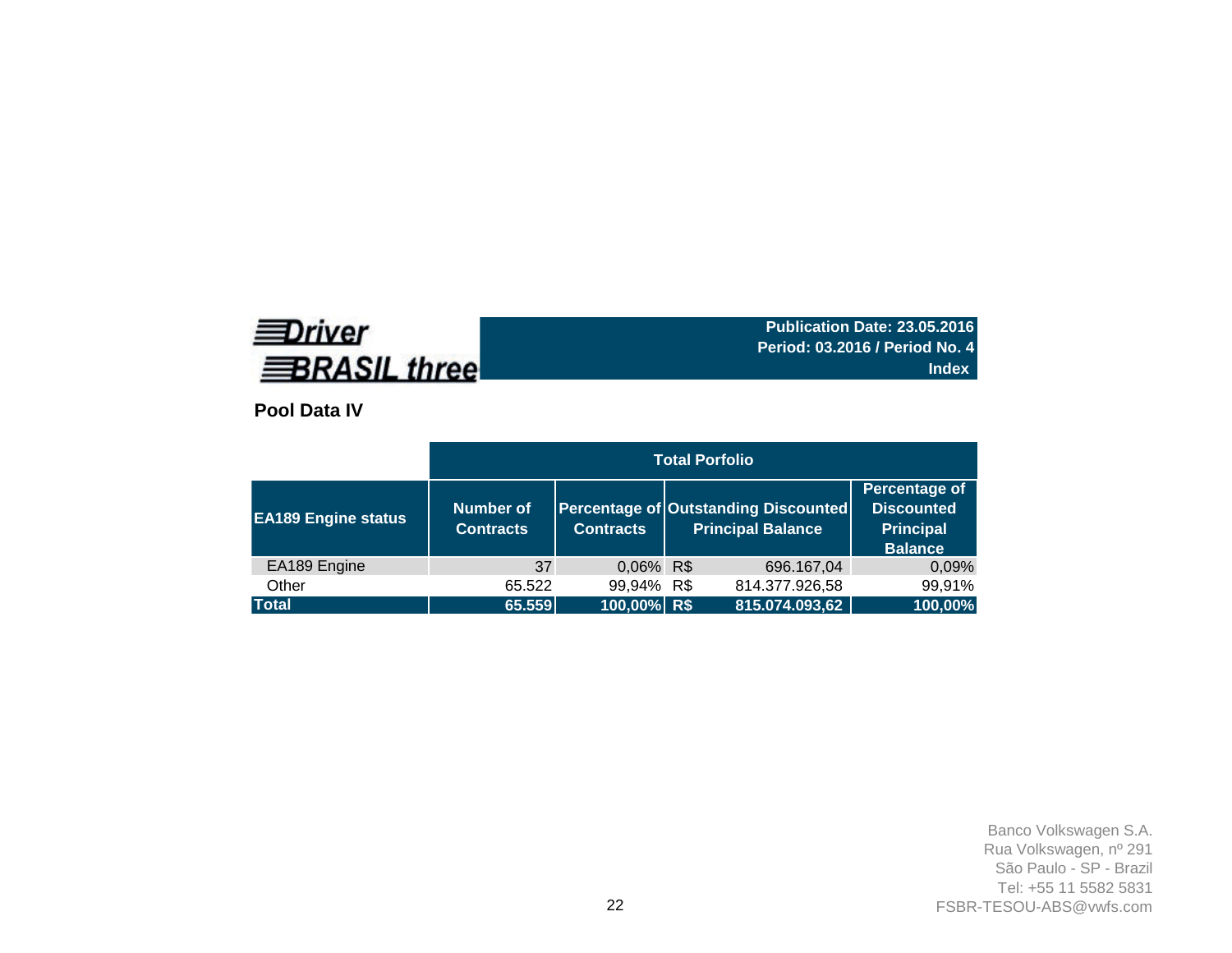Driver BRASIL three

**Publication Date: 23.05.2016**
**Period: 03.2016 / Period No. 4**
**Index**

## Pool Data IV

| EA189 Engine status | Total Porfolio | | | |
|---|---|---|---|---|
| | Number of Contracts | Percentage of Contracts | Outstanding Discounted Principal Balance | Percentage of Discounted Principal Balance |
| EA189 Engine | 37 | 0,06% | R$ 696.167,04 | 0,09% |
| Other | 65.522 | 99,94% | R$ 814.377.926,58 | 99,91% |
| **Total** | **65.559** | **100,00%** | **R$ 815.074.093,62** | **100,00%** |

Banco Volkswagen S.A.
Rua Volkswagen, nº 291
São Paulo - SP - Brazil
Tel: +55 11 5582 5831
FSBR-TESOU-ABS@vwfs.com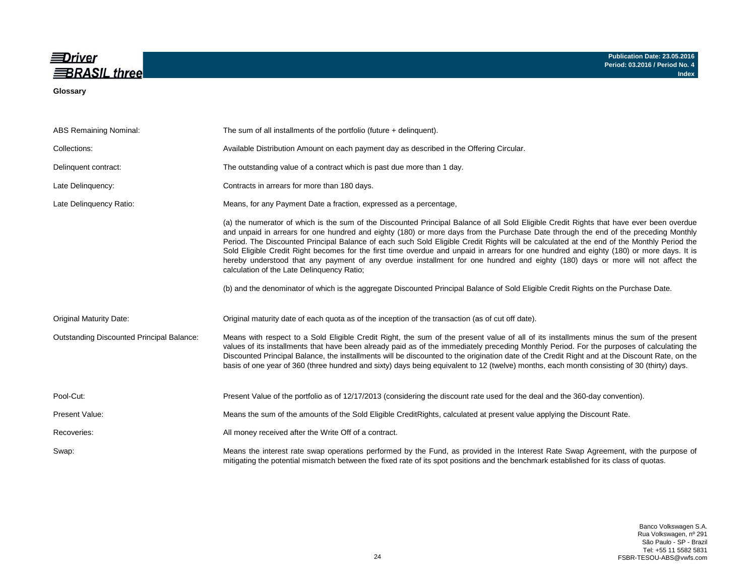## Glossary

| | |
|---|---|
| ABS Remaining Nominal: | The sum of all installments of the portfolio (future + delinquent). |
| Collections: | Available Distribution Amount on each payment day as described in the Offering Circular. |
| Delinquent contract: | The outstanding value of a contract which is past due more than 1 day. |
| Late Delinquency: | Contracts in arrears for more than 180 days. |
| Late Delinquency Ratio: | Means, for any Payment Date a fraction, expressed as a percentage,<br><br>(a) the numerator of which is the sum of the Discounted Principal Balance of all Sold Eligible Credit Rights that have ever been overdue and unpaid in arrears for one hundred and eighty (180) or more days from the Purchase Date through the end of the preceding Monthly Period. The Discounted Principal Balance of each such Sold Eligible Credit Rights will be calculated at the end of the Monthly Period the Sold Eligible Credit Right becomes for the first time overdue and unpaid in arrears for one hundred and eighty (180) or more days. It is hereby understood that any payment of any overdue installment for one hundred and eighty (180) days or more will not affect the calculation of the Late Delinquency Ratio;<br><br>(b) and the denominator of which is the aggregate Discounted Principal Balance of Sold Eligible Credit Rights on the Purchase Date. |
| Original Maturity Date: | Original maturity date of each quota as of the inception of the transaction (as of cut off date). |
| Outstanding Discounted Principal Balance: | Means with respect to a Sold Eligible Credit Right, the sum of the present value of all of its installments minus the sum of the present values of its installments that have been already paid as of the immediately preceding Monthly Period. For the purposes of calculating the Discounted Principal Balance, the installments will be discounted to the origination date of the Credit Right and at the Discount Rate, on the basis of one year of 360 (three hundred and sixty) days being equivalent to 12 (twelve) months, each month consisting of 30 (thirty) days. |
| Pool-Cut: | Present Value of the portfolio as of 12/17/2013 (considering the discount rate used for the deal and the 360-day convention). |
| Present Value: | Means the sum of the amounts of the Sold Eligible CreditRights, calculated at present value applying the Discount Rate. |
| Recoveries: | All money received after the Write Off of a contract. |
| Swap: | Means the interest rate swap operations performed by the Fund, as provided in the Interest Rate Swap Agreement, with the purpose of mitigating the potential mismatch between the fixed rate of its spot positions and the benchmark established for its class of quotas. |

Banco Volkswagen S.A.
Rua Volkswagen, nº 291
São Paulo - SP - Brazil
Tel: +55 11 5582 5831
FSBR-TESOU-ABS@vwfs.com